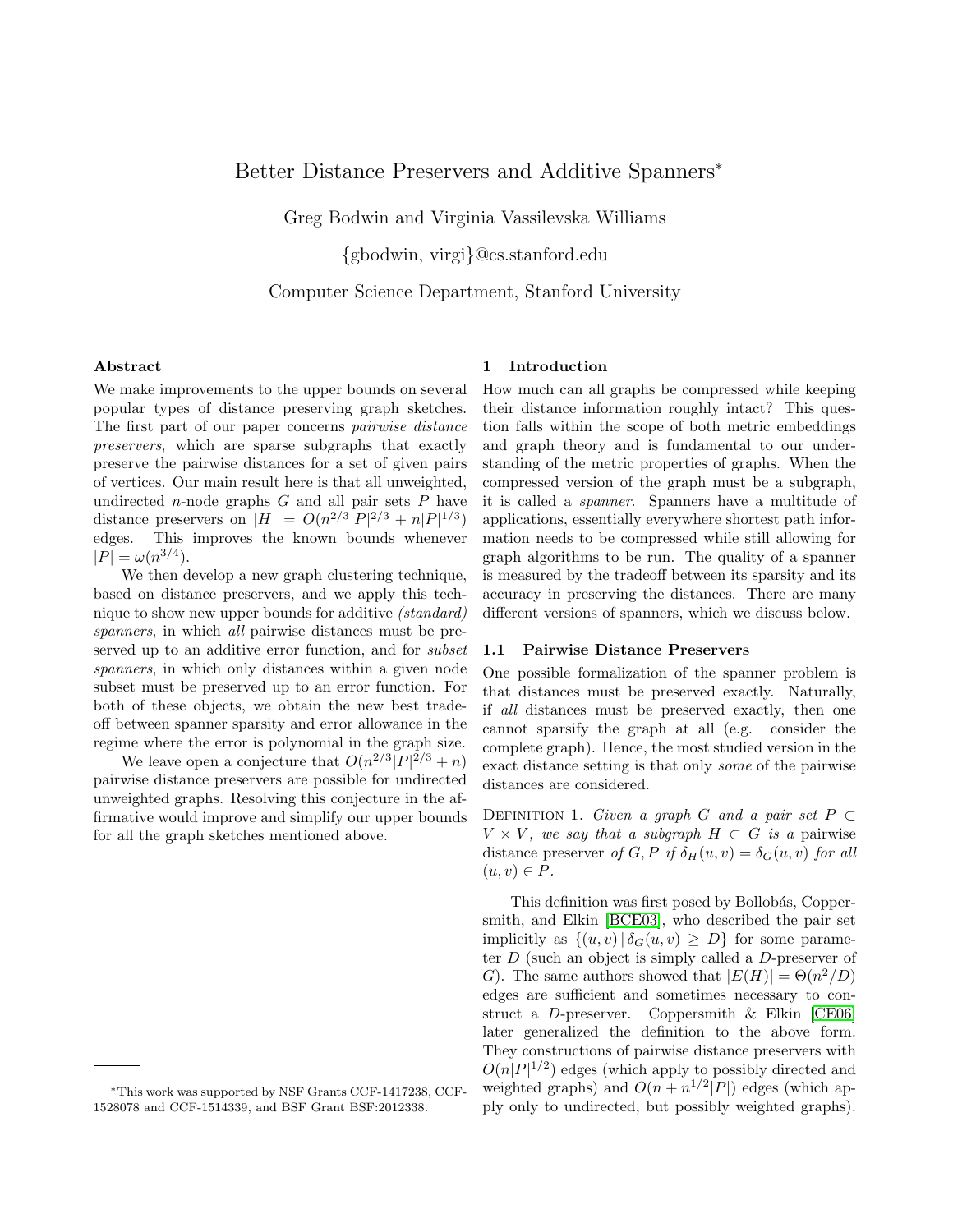# Better Distance Preservers and Additive Spanners*

Greg Bodwin and Virginia Vassilevska Williams

{gbodwin, virgi}@cs.stanford.edu

Computer Science Department, Stanford University

## Abstract

We make improvements to the upper bounds on several popular types of distance preserving graph sketches. The first part of our paper concerns *pairwise distance preservers*, which are sparse subgraphs that exactly preserve the pairwise distances for a set of given pairs of vertices. Our main result here is that all unweighted, undirected $n$-node graphs $G$ and all pair sets $P$ have distance preservers on $|H| = O(n^{2/3}|P|^{2/3} + n|P|^{1/3})$ edges. This improves the known bounds whenever $|P| = \omega(n^{3/4})$.

We then develop a new graph clustering technique, based on distance preservers, and we apply this technique to show new upper bounds for additive *(standard) spanners*, in which *all* pairwise distances must be preserved up to an additive error function, and for *subset spanners*, in which only distances within a given node subset must be preserved up to an error function. For both of these objects, we obtain the new best tradeoff between spanner sparsity and error allowance in the regime where the error is polynomial in the graph size.

We leave open a conjecture that $O(n^{2/3}|P|^{2/3} + n)$ pairwise distance preservers are possible for undirected unweighted graphs. Resolving this conjecture in the affirmative would improve and simplify our upper bounds for all the graph sketches mentioned above.

## 1 Introduction

How much can all graphs be compressed while keeping their distance information roughly intact? This question falls within the scope of both metric embeddings and graph theory and is fundamental to our understanding of the metric properties of graphs. When the compressed version of the graph must be a subgraph, it is called a *spanner*. Spanners have a multitude of applications, essentially everywhere shortest path information needs to be compressed while still allowing for graph algorithms to be run. The quality of a spanner is measured by the tradeoff between its sparsity and its accuracy in preserving the distances. There are many different versions of spanners, which we discuss below.

### 1.1 Pairwise Distance Preservers

One possible formalization of the spanner problem is that distances must be preserved exactly. Naturally, if *all* distances must be preserved exactly, then one cannot sparsify the graph at all (e.g. consider the complete graph). Hence, the most studied version in the exact distance setting is that only *some* of the pairwise distances are considered.

Definition 1. *Given a graph $G$ and a pair set $P \subset V \times V$, we say that a subgraph $H \subset G$ is a* pairwise distance preserver *of $G, P$ if $\delta_H(u, v) = \delta_G(u, v)$ for all $(u, v) \in P$.*

This definition was first posed by Bollobás, Coppersmith, and Elkin [BCE03], who described the pair set implicitly as $\{(u, v) \,|\, \delta_G(u, v) \geq D\}$ for some parameter $D$ (such an object is simply called a $D$-preserver of $G$). The same authors showed that $|E(H)| = \Theta(n^2/D)$ edges are sufficient and sometimes necessary to construct a $D$-preserver. Coppersmith & Elkin [CE06] later generalized the definition to the above form. They constructions of pairwise distance preservers with $O(n|P|^{1/2})$ edges (which apply to possibly directed and weighted graphs) and $O(n + n^{1/2}|P|)$ edges (which apply only to undirected, but possibly weighted graphs).

*This work was supported by NSF Grants CCF-1417238, CCF-1528078 and CCF-1514339, and BSF Grant BSF:2012338.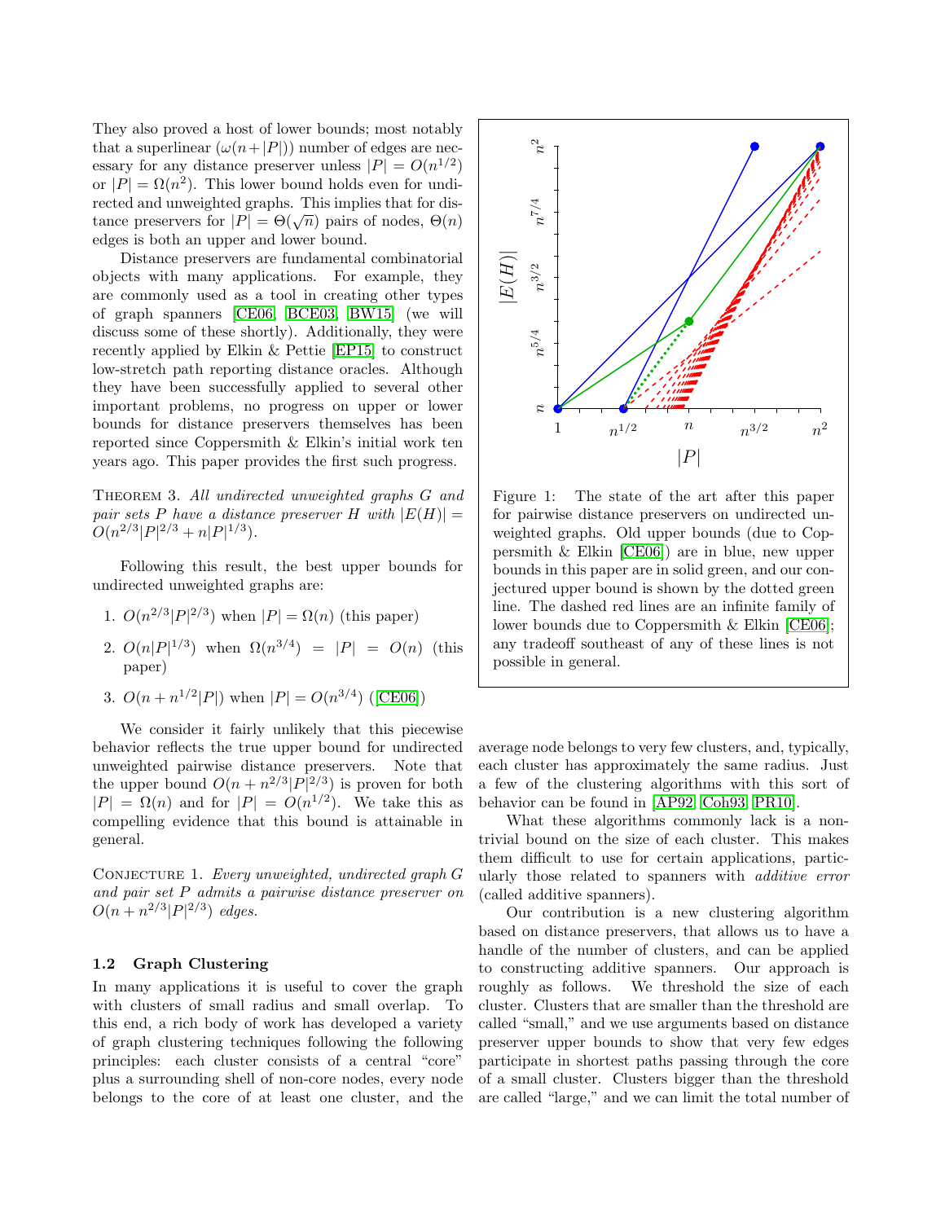They also proved a host of lower bounds; most notably that a superlinear ($\omega(n + |P|)$) number of edges are necessary for any distance preserver unless $|P| = O(n^{1/2})$ or $|P| = \Omega(n^2)$. This lower bound holds even for undirected and unweighted graphs. This implies that for distance preservers for $|P| = \Theta(\sqrt{n})$ pairs of nodes, $\Theta(n)$ edges is both an upper and lower bound.

Distance preservers are fundamental combinatorial objects with many applications. For example, they are commonly used as a tool in creating other types of graph spanners [CE06, BCE03, BW15] (we will discuss some of these shortly). Additionally, they were recently applied by Elkin & Pettie [EP15] to construct low-stretch path reporting distance oracles. Although they have been successfully applied to several other important problems, no progress on upper or lower bounds for distance preservers themselves has been reported since Coppersmith & Elkin's initial work ten years ago. This paper provides the first such progress.

Theorem 3. *All undirected unweighted graphs $G$ and pair sets $P$ have a distance preserver $H$ with $|E(H)| = O(n^{2/3}|P|^{2/3} + n|P|^{1/3})$.*

Following this result, the best upper bounds for undirected unweighted graphs are:

1. $O(n^{2/3}|P|^{2/3})$ when $|P| = \Omega(n)$ (this paper)
2. $O(n|P|^{1/3})$ when $\Omega(n^{3/4}) = |P| = O(n)$ (this paper)
3. $O(n + n^{1/2}|P|)$ when $|P| = O(n^{3/4})$ ([CE06])

Figure 1: The state of the art after this paper for pairwise distance preservers on undirected unweighted graphs. Old upper bounds (due to Coppersmith & Elkin [CE06]) are in blue, new upper bounds in this paper are in solid green, and our conjectured upper bound is shown by the dotted green line. The dashed red lines are an infinite family of lower bounds due to Coppersmith & Elkin [CE06]; any tradeoff southeast of any of these lines is not possible in general.

We consider it fairly unlikely that this piecewise behavior reflects the true upper bound for undirected unweighted pairwise distance preservers. Note that the upper bound $O(n + n^{2/3}|P|^{2/3})$ is proven for both $|P| = \Omega(n)$ and for $|P| = O(n^{1/2})$. We take this as compelling evidence that this bound is attainable in general.

Conjecture 1. *Every unweighted, undirected graph $G$ and pair set $P$ admits a pairwise distance preserver on $O(n + n^{2/3}|P|^{2/3})$ edges.*

### 1.2 Graph Clustering

In many applications it is useful to cover the graph with clusters of small radius and small overlap. To this end, a rich body of work has developed a variety of graph clustering techniques following the following principles: each cluster consists of a central "core" plus a surrounding shell of non-core nodes, every node belongs to the core of at least one cluster, and the average node belongs to very few clusters, and, typically, each cluster has approximately the same radius. Just a few of the clustering algorithms with this sort of behavior can be found in [AP92, Coh93, PR10].

What these algorithms commonly lack is a nontrivial bound on the size of each cluster. This makes them difficult to use for certain applications, particularly those related to spanners with *additive error* (called additive spanners).

Our contribution is a new clustering algorithm based on distance preservers, that allows us to have a handle of the number of clusters, and can be applied to constructing additive spanners. Our approach is roughly as follows. We threshold the size of each cluster. Clusters that are smaller than the threshold are called "small," and we use arguments based on distance preserver upper bounds to show that very few edges participate in shortest paths passing through the core of a small cluster. Clusters bigger than the threshold are called "large," and we can limit the total number of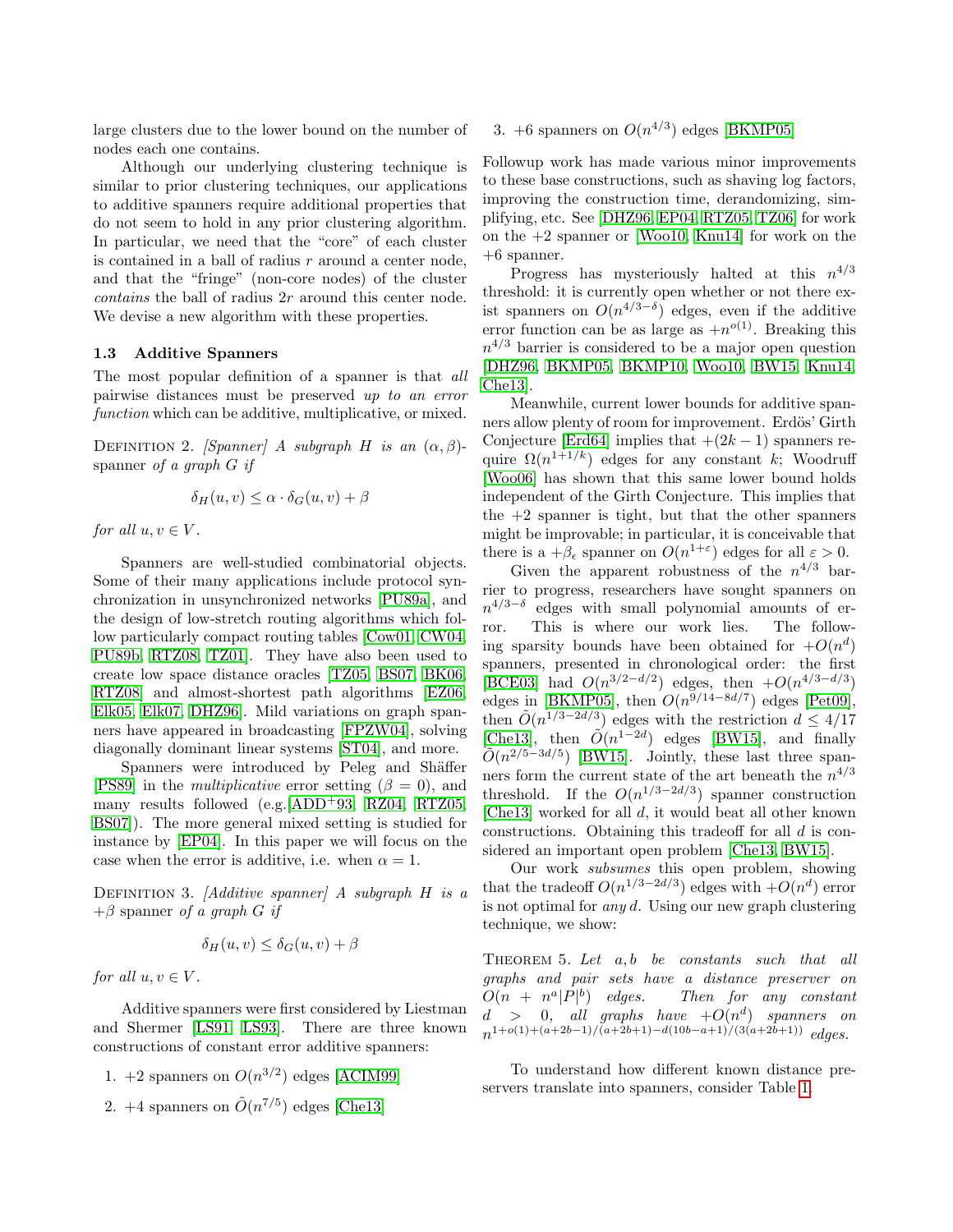large clusters due to the lower bound on the number of nodes each one contains.

Although our underlying clustering technique is similar to prior clustering techniques, our applications to additive spanners require additional properties that do not seem to hold in any prior clustering algorithm. In particular, we need that the "core" of each cluster is contained in a ball of radius $r$ around a center node, and that the "fringe" (non-core nodes) of the cluster *contains* the ball of radius $2r$ around this center node. We devise a new algorithm with these properties.

### 1.3 Additive Spanners

The most popular definition of a spanner is that *all* pairwise distances must be preserved *up to an error function* which can be additive, multiplicative, or mixed.

Definition 2. *[Spanner] A subgraph $H$ is an $(\alpha, \beta)$-spanner of a graph $G$ if*

$$\delta_H(u, v) \leq \alpha \cdot \delta_G(u, v) + \beta$$

*for all $u, v \in V$.*

Spanners are well-studied combinatorial objects. Some of their many applications include protocol synchronization in unsynchronized networks [PU89a], and the design of low-stretch routing algorithms which follow particularly compact routing tables [Cow01, CW04, PU89b, RTZ08, TZ01]. They have also been used to create low space distance oracles [TZ05, BS07, BK06, RTZ08] and almost-shortest path algorithms [EZ06, Elk05, Elk07, DHZ96]. Mild variations on graph spanners have appeared in broadcasting [FPZW04], solving diagonally dominant linear systems [ST04], and more.

Spanners were introduced by Peleg and Shäffer [PS89] in the *multiplicative* error setting ($\beta = 0$), and many results followed (e.g.[ADD+93, RZ04, RTZ05, BS07]). The more general mixed setting is studied for instance by [EP04]. In this paper we will focus on the case when the error is additive, i.e. when $\alpha = 1$.

Definition 3. *[Additive spanner] A subgraph $H$ is a $+\beta$ spanner of a graph $G$ if*

$$\delta_H(u, v) \leq \delta_G(u, v) + \beta$$

*for all $u, v \in V$.*

Additive spanners were first considered by Liestman and Shermer [LS91, LS93]. There are three known constructions of constant error additive spanners:

1. $+2$ spanners on $O(n^{3/2})$ edges [ACIM99]
2. $+4$ spanners on $\tilde{O}(n^{7/5})$ edges [Che13]
3. $+6$ spanners on $O(n^{4/3})$ edges [BKMP05]

Followup work has made various minor improvements to these base constructions, such as shaving log factors, improving the construction time, derandomizing, simplifying, etc. See [DHZ96, EP04, RTZ05, TZ06] for work on the $+2$ spanner or [Woo10, Knu14] for work on the $+6$ spanner.

Progress has mysteriously halted at this $n^{4/3}$ threshold: it is currently open whether or not there exist spanners on $O(n^{4/3-\delta})$ edges, even if the additive error function can be as large as $+n^{o(1)}$. Breaking this $n^{4/3}$ barrier is considered to be a major open question [DHZ96, BKMP05, BKMP10, Woo10, BW15, Knu14, Che13].

Meanwhile, current lower bounds for additive spanners allow plenty of room for improvement. Erdös' Girth Conjecture [Erd64] implies that $+(2k-1)$ spanners require $\Omega(n^{1+1/k})$ edges for any constant $k$; Woodruff [Woo06] has shown that this same lower bound holds independent of the Girth Conjecture. This implies that the $+2$ spanner is tight, but that the other spanners might be improvable; in particular, it is conceivable that there is a $+\beta_\epsilon$ spanner on $O(n^{1+\varepsilon})$ edges for all $\varepsilon > 0$.

Given the apparent robustness of the $n^{4/3}$ barrier to progress, researchers have sought spanners on $n^{4/3-\delta}$ edges with small polynomial amounts of error. This is where our work lies. The following sparsity bounds have been obtained for $+O(n^d)$ spanners, presented in chronological order: the first [BCE03] had $O(n^{3/2-d/2})$ edges, then $+O(n^{4/3-d/3})$ edges in [BKMP05], then $O(n^{9/14-8d/7})$ edges [Pet09], then $\tilde{O}(n^{1/3-2d/3})$ edges with the restriction $d \leq 4/17$ [Che13], then $\tilde{O}(n^{1-2d})$ edges [BW15], and finally $\tilde{O}(n^{2/5-3d/5})$ [BW15]. Jointly, these last three spanners form the current state of the art beneath the $n^{4/3}$ threshold. If the $O(n^{1/3-2d/3})$ spanner construction [Che13] worked for all $d$, it would beat all other known constructions. Obtaining this tradeoff for all $d$ is considered an important open problem [Che13, BW15].

Our work *subsumes* this open problem, showing that the tradeoff $O(n^{1/3-2d/3})$ edges with $+O(n^d)$ error is not optimal for *any* $d$. Using our new graph clustering technique, we show:

Theorem 5. *Let $a, b$ be constants such that all graphs and pair sets have a distance preserver on $O(n + n^a|P|^b)$ edges. Then for any constant $d > 0$, all graphs have $+O(n^d)$ spanners on $n^{1+o(1)+(a+2b-1)/(a+2b+1)-d(10b-a+1)/(3(a+2b+1))}$ edges.*

To understand how different known distance preservers translate into spanners, consider Table 1.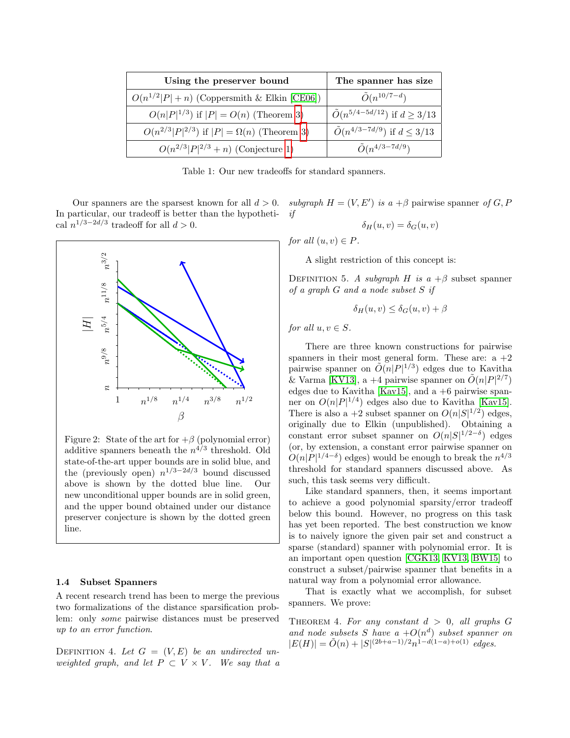| Using the preserver bound | The spanner has size |
|---|---|
| $O(n^{1/2}\|P\| + n)$ (Coppersmith & Elkin [CE06]) | $\tilde{O}(n^{10/7-d})$ |
| $O(n\|P\|^{1/3})$ if $\|P\| = O(n)$ (Theorem 3) | $\tilde{O}(n^{5/4-5d/12})$ if $d \geq 3/13$ |
| $O(n^{2/3}\|P\|^{2/3})$ if $\|P\| = \Omega(n)$ (Theorem 3) | $\tilde{O}(n^{4/3-7d/9})$ if $d \leq 3/13$ |
| $O(n^{2/3}\|P\|^{2/3} + n)$ (Conjecture 1) | $\tilde{O}(n^{4/3-7d/9})$ |

Table 1: Our new tradeoffs for standard spanners.

Our spanners are the sparsest known for all $d > 0$. In particular, our tradeoff is better than the hypothetical $n^{1/3-2d/3}$ tradeoff for all $d > 0$.

Figure 2: State of the art for $+\beta$ (polynomial error) additive spanners beneath the $n^{4/3}$ threshold. Old state-of-the-art upper bounds are in solid blue, and the (previously open) $n^{1/3-2d/3}$ bound discussed above is shown by the dotted blue line. Our new unconditional upper bounds are in solid green, and the upper bound obtained under our distance preserver conjecture is shown by the dotted green line.

### 1.4 Subset Spanners

A recent research trend has been to merge the previous two formalizations of the distance sparsification problem: only *some* pairwise distances must be preserved *up to an error function*.

Definition 4. *Let $G = (V, E)$ be an undirected unweighted graph, and let $P \subset V \times V$. We say that a subgraph $H = (V, E')$ is a* $+\beta$ pairwise spanner *of $G, P$ if*

$$\delta_H(u, v) = \delta_G(u, v)$$

*for all $(u, v) \in P$.*

A slight restriction of this concept is:

Definition 5. *A subgraph $H$ is a* $+\beta$ subset spanner *of a graph $G$ and a node subset $S$ if*

$$\delta_H(u, v) \leq \delta_G(u, v) + \beta$$

*for all $u, v \in S$.*

There are three known constructions for pairwise spanners in their most general form. These are: a $+2$ pairwise spanner on $\tilde{O}(n|P|^{1/3})$ edges due to Kavitha & Varma [KV13], a $+4$ pairwise spanner on $\tilde{O}(n|P|^{2/7})$ edges due to Kavitha [Kav15], and a $+6$ pairwise spanner on $O(n|P|^{1/4})$ edges also due to Kavitha [Kav15]. There is also a $+2$ subset spanner on $O(n|S|^{1/2})$ edges, originally due to Elkin (unpublished). Obtaining a constant error subset spanner on $O(n|S|^{1/2-\delta})$ edges (or, by extension, a constant error pairwise spanner on $O(n|P|^{1/4-\delta})$ edges) would be enough to break the $n^{4/3}$ threshold for standard spanners discussed above. As such, this task seems very difficult.

Like standard spanners, then, it seems important to achieve a good polynomial sparsity/error tradeoff below this bound. However, no progress on this task has yet been reported. The best construction we know is to naively ignore the given pair set and construct a sparse (standard) spanner with polynomial error. It is an important open question [CGK13, KV13, BW15] to construct a subset/pairwise spanner that benefits in a natural way from a polynomial error allowance.

That is exactly what we accomplish, for subset spanners. We prove:

Theorem 4. *For any constant $d > 0$, all graphs $G$ and node subsets $S$ have a $+O(n^d)$ subset spanner on $|E(H)| = \tilde{O}(n) + |S|^{(2b+a-1)/2} n^{1-d(1-a)+o(1)}$ edges.*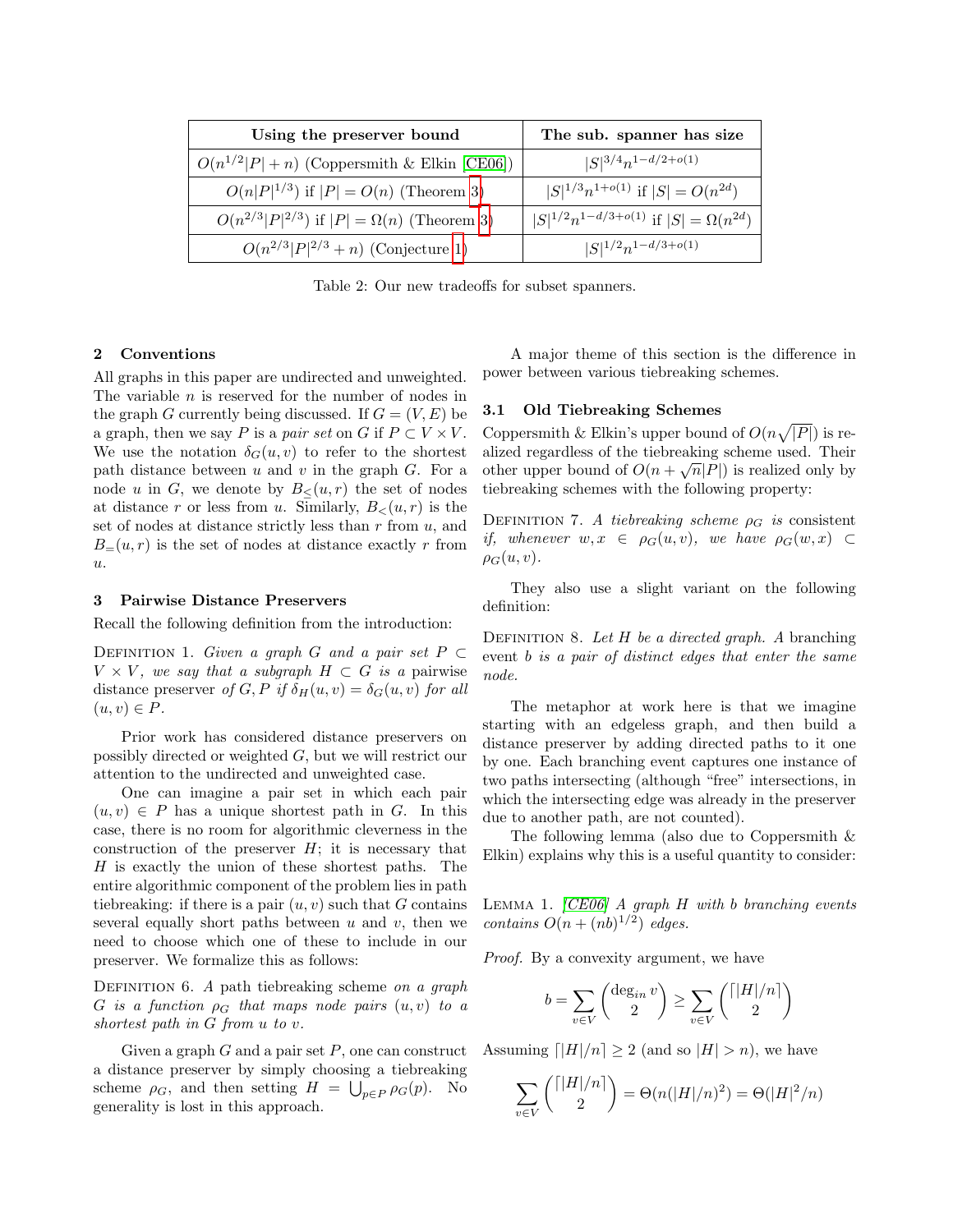| Using the preserver bound | The sub. spanner has size |
|---|---|
| $O(n^{1/2}\|P\| + n)$ (Coppersmith & Elkin [CE06]) | $\|S\|^{3/4} n^{1-d/2+o(1)}$ |
| $O(n\|P\|^{1/3})$ if $\|P\| = O(n)$ (Theorem 3) | $\|S\|^{1/3} n^{1+o(1)}$ if $\|S\| = O(n^{2d})$ |
| $O(n^{2/3}\|P\|^{2/3})$ if $\|P\| = \Omega(n)$ (Theorem 3) | $\|S\|^{1/2} n^{1-d/3+o(1)}$ if $\|S\| = \Omega(n^{2d})$ |
| $O(n^{2/3}\|P\|^{2/3} + n)$ (Conjecture 1) | $\|S\|^{1/2} n^{1-d/3+o(1)}$ |

Table 2: Our new tradeoffs for subset spanners.

## 2 Conventions

All graphs in this paper are undirected and unweighted. The variable $n$ is reserved for the number of nodes in the graph $G$ currently being discussed. If $G = (V, E)$ be a graph, then we say $P$ is a *pair set* on $G$ if $P \subset V \times V$. We use the notation $\delta_G(u, v)$ to refer to the shortest path distance between $u$ and $v$ in the graph $G$. For a node $u$ in $G$, we denote by $B_{\leq}(u, r)$ the set of nodes at distance $r$ or less from $u$. Similarly, $B_{<}(u, r)$ is the set of nodes at distance strictly less than $r$ from $u$, and $B_{=}(u, r)$ is the set of nodes at distance exactly $r$ from $u$.

## 3 Pairwise Distance Preservers

Recall the following definition from the introduction:

Definition 1. *Given a graph $G$ and a pair set $P \subset V \times V$, we say that a subgraph $H \subset G$ is a* pairwise distance preserver *of $G, P$ if $\delta_H(u, v) = \delta_G(u, v)$ for all $(u, v) \in P$.*

Prior work has considered distance preservers on possibly directed or weighted $G$, but we will restrict our attention to the undirected and unweighted case.

One can imagine a pair set in which each pair $(u, v) \in P$ has a unique shortest path in $G$. In this case, there is no room for algorithmic cleverness in the construction of the preserver $H$; it is necessary that $H$ is exactly the union of these shortest paths. The entire algorithmic component of the problem lies in path tiebreaking: if there is a pair $(u, v)$ such that $G$ contains several equally short paths between $u$ and $v$, then we need to choose which one of these to include in our preserver. We formalize this as follows:

Definition 6. *A* path tiebreaking scheme *on a graph $G$ is a function $\rho_G$ that maps node pairs $(u, v)$ to a shortest path in $G$ from $u$ to $v$.*

Given a graph $G$ and a pair set $P$, one can construct a distance preserver by simply choosing a tiebreaking scheme $\rho_G$, and then setting $H = \bigcup_{p \in P} \rho_G(p)$. No generality is lost in this approach.

A major theme of this section is the difference in power between various tiebreaking schemes.

### 3.1 Old Tiebreaking Schemes

Coppersmith & Elkin's upper bound of $O(n\sqrt{|P|})$ is realized regardless of the tiebreaking scheme used. Their other upper bound of $O(n + \sqrt{n}|P|)$ is realized only by tiebreaking schemes with the following property:

Definition 7. *A tiebreaking scheme $\rho_G$ is* consistent *if, whenever $w, x \in \rho_G(u, v)$, we have $\rho_G(w, x) \subset \rho_G(u, v)$.*

They also use a slight variant on the following definition:

Definition 8. *Let $H$ be a directed graph. A* branching event *$b$ is a pair of distinct edges that enter the same node.*

The metaphor at work here is that we imagine starting with an edgeless graph, and then build a distance preserver by adding directed paths to it one by one. Each branching event captures one instance of two paths intersecting (although "free" intersections, in which the intersecting edge was already in the preserver due to another path, are not counted).

The following lemma (also due to Coppersmith & Elkin) explains why this is a useful quantity to consider:

Lemma 1. *[CE06] A graph $H$ with $b$ branching events contains $O(n + (nb)^{1/2})$ edges.*

*Proof.* By a convexity argument, we have

$$b = \sum_{v \in V} \binom{\deg_{in} v}{2} \geq \sum_{v \in V} \binom{\lceil |H|/n \rceil}{2}$$

Assuming $\lceil |H|/n \rceil \geq 2$ (and so $|H| > n$), we have

$$\sum_{v \in V} \binom{\lceil |H|/n \rceil}{2} = \Theta(n(|H|/n)^2) = \Theta(|H|^2/n)$$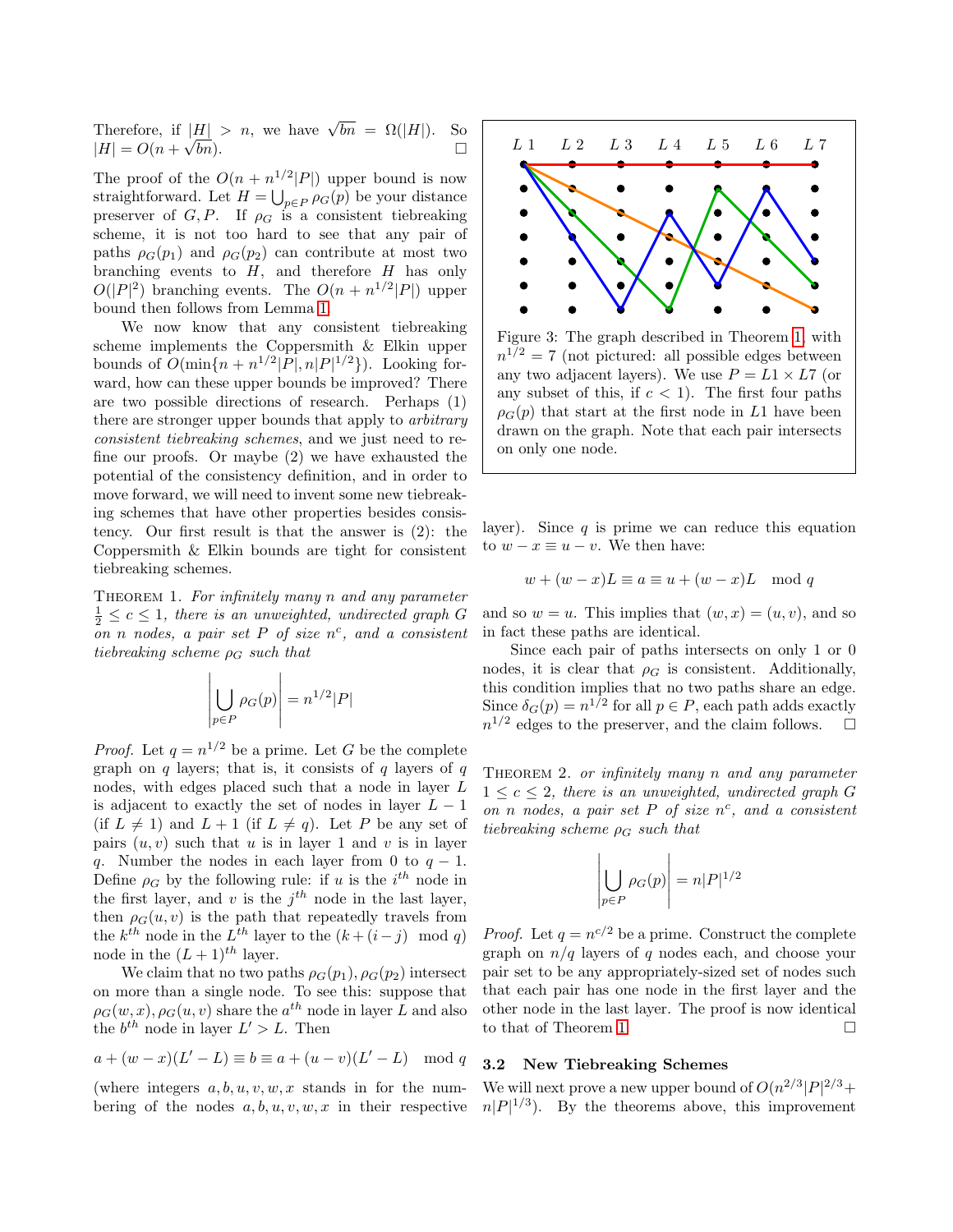Therefore, if $|H| > n$, we have $\sqrt{bn} = \Omega(|H|)$. So $|H| = O(n + \sqrt{bn})$. $\square$

The proof of the $O(n + n^{1/2}|P|)$ upper bound is now straightforward. Let $H = \bigcup_{p \in P} \rho_G(p)$ be your distance preserver of $G, P$. If $\rho_G$ is a consistent tiebreaking scheme, it is not too hard to see that any pair of paths $\rho_G(p_1)$ and $\rho_G(p_2)$ can contribute at most two branching events to $H$, and therefore $H$ has only $O(|P|^2)$ branching events. The $O(n + n^{1/2}|P|)$ upper bound then follows from Lemma 1.

We now know that any consistent tiebreaking scheme implements the Coppersmith & Elkin upper bounds of $O(\min\{n + n^{1/2}|P|, n|P|^{1/2}\})$. Looking forward, how can these upper bounds be improved? There are two possible directions of research. Perhaps (1) there are stronger upper bounds that apply to *arbitrary consistent tiebreaking schemes*, and we just need to refine our proofs. Or maybe (2) we have exhausted the potential of the consistency definition, and in order to move forward, we will need to invent some new tiebreaking schemes that have other properties besides consistency. Our first result is that the answer is (2): the Coppersmith & Elkin bounds are tight for consistent tiebreaking schemes.

THEOREM 1. *For infinitely many $n$ and any parameter $\frac{1}{2} \le c \le 1$, there is an unweighted, undirected graph $G$ on $n$ nodes, a pair set $P$ of size $n^c$, and a consistent tiebreaking scheme $\rho_G$ such that*

$$\left| \bigcup_{p \in P} \rho_G(p) \right| = n^{1/2}|P|$$

*Proof.* Let $q = n^{1/2}$ be a prime. Let $G$ be the complete graph on $q$ layers; that is, it consists of $q$ layers of $q$ nodes, with edges placed such that a node in layer $L$ is adjacent to exactly the set of nodes in layer $L-1$ (if $L \neq 1$) and $L+1$ (if $L \neq q$). Let $P$ be any set of pairs $(u, v)$ such that $u$ is in layer 1 and $v$ is in layer $q$. Number the nodes in each layer from 0 to $q-1$. Define $\rho_G$ by the following rule: if $u$ is the $i^{th}$ node in the first layer, and $v$ is the $j^{th}$ node in the last layer, then $\rho_G(u, v)$ is the path that repeatedly travels from the $k^{th}$ node in the $L^{th}$ layer to the $(k + (i-j) \mod q)$ node in the $(L+1)^{th}$ layer.

We claim that no two paths $\rho_G(p_1), \rho_G(p_2)$ intersect on more than a single node. To see this: suppose that $\rho_G(w, x), \rho_G(u, v)$ share the $a^{th}$ node in layer $L$ and also the $b^{th}$ node in layer $L' > L$. Then

$$a + (w - x)(L' - L) \equiv b \equiv a + (u - v)(L' - L) \mod q$$

(where integers $a, b, u, v, w, x$ stands in for the numbering of the nodes $a, b, u, v, w, x$ in their respective layer). Since $q$ is prime we can reduce this equation to $w - x \equiv u - v$. We then have:

$$w + (w - x)L \equiv a \equiv u + (w - x)L \mod q$$

and so $w = u$. This implies that $(w, x) = (u, v)$, and so in fact these paths are identical.

Since each pair of paths intersects on only 1 or 0 nodes, it is clear that $\rho_G$ is consistent. Additionally, this condition implies that no two paths share an edge. Since $\delta_G(p) = n^{1/2}$ for all $p \in P$, each path adds exactly $n^{1/2}$ edges to the preserver, and the claim follows. $\square$

Figure 3: The graph described in Theorem 1, with $n^{1/2} = 7$ (not pictured: all possible edges between any two adjacent layers). We use $P = L1 \times L7$ (or any subset of this, if $c < 1$). The first four paths $\rho_G(p)$ that start at the first node in $L1$ have been drawn on the graph. Note that each pair intersects on only one node.

THEOREM 2. *or infinitely many $n$ and any parameter $1 \le c \le 2$, there is an unweighted, undirected graph $G$ on $n$ nodes, a pair set $P$ of size $n^c$, and a consistent tiebreaking scheme $\rho_G$ such that*

$$\left| \bigcup_{p \in P} \rho_G(p) \right| = n|P|^{1/2}$$

*Proof.* Let $q = n^{c/2}$ be a prime. Construct the complete graph on $n/q$ layers of $q$ nodes each, and choose your pair set to be any appropriately-sized set of nodes such that each pair has one node in the first layer and the other node in the last layer. The proof is now identical to that of Theorem 1. $\square$

### 3.2 New Tiebreaking Schemes

We will next prove a new upper bound of $O(n^{2/3}|P|^{2/3} + n|P|^{1/3})$. By the theorems above, this improvement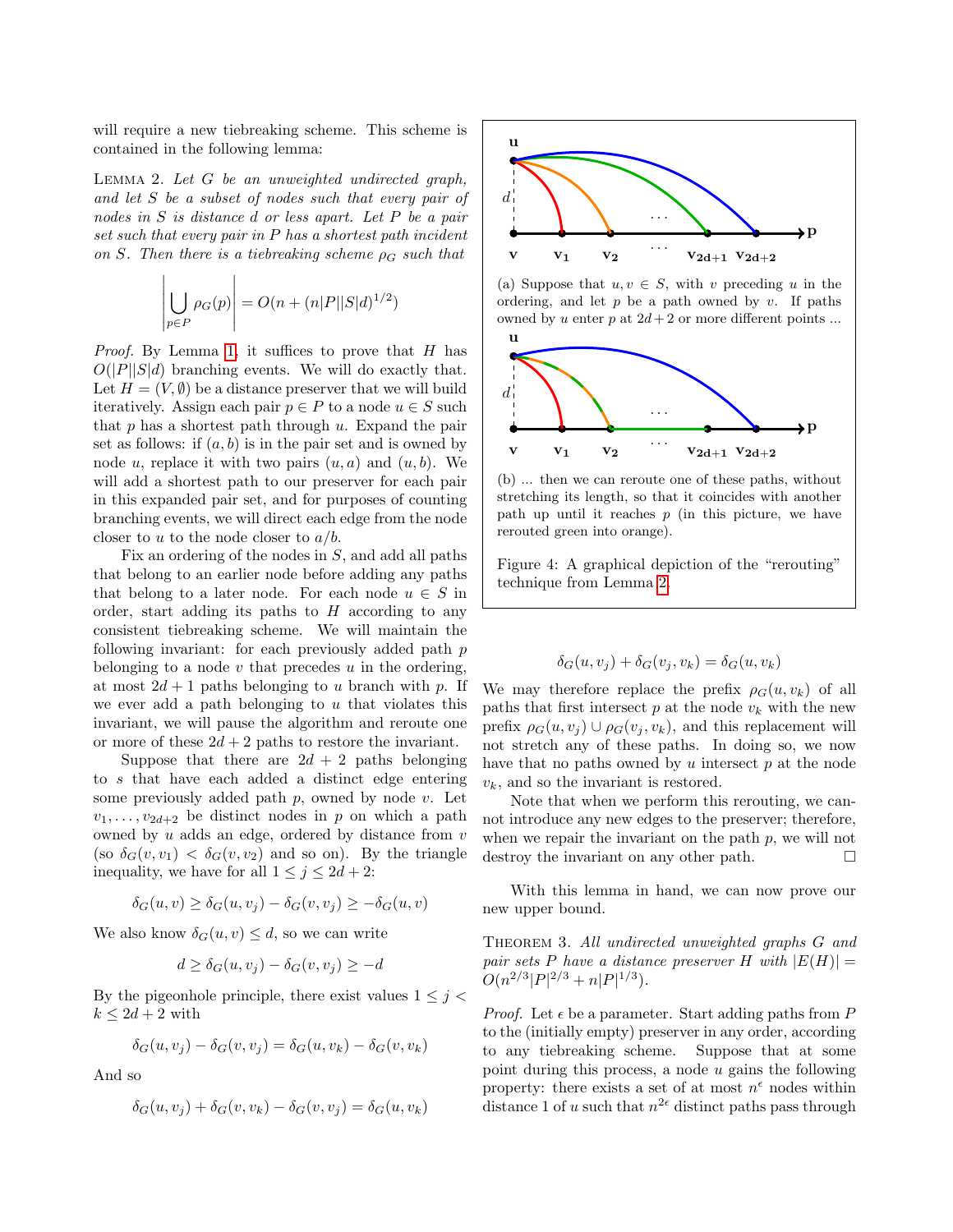will require a new tiebreaking scheme. This scheme is contained in the following lemma:

LEMMA 2. *Let $G$ be an unweighted undirected graph, and let $S$ be a subset of nodes such that every pair of nodes in $S$ is distance $d$ or less apart. Let $P$ be a pair set such that every pair in $P$ has a shortest path incident on $S$. Then there is a tiebreaking scheme $\rho_G$ such that*

$$\left| \bigcup_{p \in P} \rho_G(p) \right| = O(n + (n|P||S|d)^{1/2})$$

*Proof.* By Lemma 1, it suffices to prove that $H$ has $O(|P||S|d)$ branching events. We will do exactly that. Let $H = (V, \emptyset)$ be a distance preserver that we will build iteratively. Assign each pair $p \in P$ to a node $u \in S$ such that $p$ has a shortest path through $u$. Expand the pair set as follows: if $(a, b)$ is in the pair set and is owned by node $u$, replace it with two pairs $(u, a)$ and $(u, b)$. We will add a shortest path to our preserver for each pair in this expanded pair set, and for purposes of counting branching events, we will direct each edge from the node closer to $u$ to the node closer to $a/b$.

Fix an ordering of the nodes in $S$, and add all paths that belong to an earlier node before adding any paths that belong to a later node. For each node $u \in S$ in order, start adding its paths to $H$ according to any consistent tiebreaking scheme. We will maintain the following invariant: for each previously added path $p$ belonging to a node $v$ that precedes $u$ in the ordering, at most $2d + 1$ paths belonging to $u$ branch with $p$. If we ever add a path belonging to $u$ that violates this invariant, we will pause the algorithm and reroute one or more of these $2d + 2$ paths to restore the invariant.

Suppose that there are $2d + 2$ paths belonging to $s$ that have each added a distinct edge entering some previously added path $p$, owned by node $v$. Let $v_1, \dots, v_{2d+2}$ be distinct nodes in $p$ on which a path owned by $u$ adds an edge, ordered by distance from $v$ (so $\delta_G(v, v_1) < \delta_G(v, v_2)$ and so on). By the triangle inequality, we have for all $1 \le j \le 2d + 2$:

$$\delta_G(u, v) \ge \delta_G(u, v_j) - \delta_G(v, v_j) \ge -\delta_G(u, v)$$

We also know $\delta_G(u, v) \le d$, so we can write

$$d \ge \delta_G(u, v_j) - \delta_G(v, v_j) \ge -d$$

By the pigeonhole principle, there exist values $1 \le j < k \le 2d + 2$ with

$$\delta_G(u, v_j) - \delta_G(v, v_j) = \delta_G(u, v_k) - \delta_G(v, v_k)$$

And so

$$\delta_G(u, v_j) + \delta_G(v, v_k) - \delta_G(v, v_j) = \delta_G(u, v_k)$$

(a) Suppose that $u, v \in S$, with $v$ preceding $u$ in the ordering, and let $p$ be a path owned by $v$. If paths owned by $u$ enter $p$ at $2d+2$ or more different points ...

(b) ... then we can reroute one of these paths, without stretching its length, so that it coincides with another path up until it reaches $p$ (in this picture, we have rerouted green into orange).

Figure 4: A graphical depiction of the "rerouting" technique from Lemma 2.

$$\delta_G(u, v_j) + \delta_G(v_j, v_k) = \delta_G(u, v_k)$$

We may therefore replace the prefix $\rho_G(u, v_k)$ of all paths that first intersect $p$ at the node $v_k$ with the new prefix $\rho_G(u, v_j) \cup \rho_G(v_j, v_k)$, and this replacement will not stretch any of these paths. In doing so, we now have that no paths owned by $u$ intersect $p$ at the node $v_k$, and so the invariant is restored.

Note that when we perform this rerouting, we cannot introduce any new edges to the preserver; therefore, when we repair the invariant on the path $p$, we will not destroy the invariant on any other path. $\square$

With this lemma in hand, we can now prove our new upper bound.

THEOREM 3. *All undirected unweighted graphs $G$ and pair sets $P$ have a distance preserver $H$ with $|E(H)| = O(n^{2/3}|P|^{2/3} + n|P|^{1/3})$.*

*Proof.* Let $\epsilon$ be a parameter. Start adding paths from $P$ to the (initially empty) preserver in any order, according to any tiebreaking scheme. Suppose that at some point during this process, a node $u$ gains the following property: there exists a set of at most $n^{\epsilon}$ nodes within distance 1 of $u$ such that $n^{2\epsilon}$ distinct paths pass through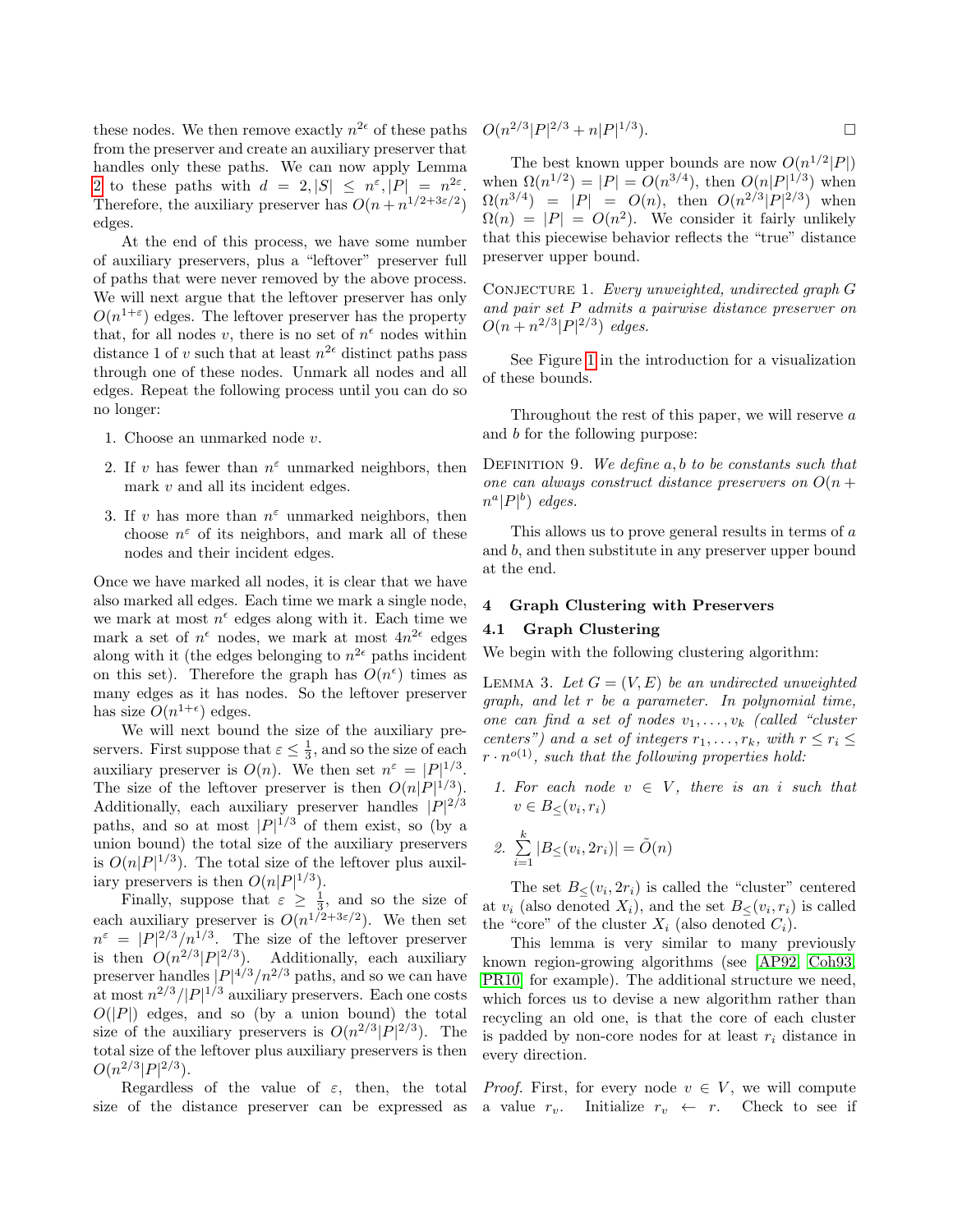these nodes. We then remove exactly $n^{2\epsilon}$ of these paths from the preserver and create an auxiliary preserver that handles only these paths. We can now apply Lemma 2 to these paths with $d = 2, |S| \leq n^{\varepsilon}, |P| = n^{2\varepsilon}$. Therefore, the auxiliary preserver has $O(n + n^{1/2+3\varepsilon/2})$ edges.

At the end of this process, we have some number of auxiliary preservers, plus a "leftover" preserver full of paths that were never removed by the above process. We will next argue that the leftover preserver has only $O(n^{1+\varepsilon})$ edges. The leftover preserver has the property that, for all nodes $v$, there is no set of $n^{\epsilon}$ nodes within distance 1 of $v$ such that at least $n^{2\epsilon}$ distinct paths pass through one of these nodes. Unmark all nodes and all edges. Repeat the following process until you can do so no longer:

1. Choose an unmarked node $v$.
2. If $v$ has fewer than $n^{\varepsilon}$ unmarked neighbors, then mark $v$ and all its incident edges.
3. If $v$ has more than $n^{\varepsilon}$ unmarked neighbors, then choose $n^{\varepsilon}$ of its neighbors, and mark all of these nodes and their incident edges.

Once we have marked all nodes, it is clear that we have also marked all edges. Each time we mark a single node, we mark at most $n^{\epsilon}$ edges along with it. Each time we mark a set of $n^{\epsilon}$ nodes, we mark at most $4n^{2\epsilon}$ edges along with it (the edges belonging to $n^{2\epsilon}$ paths incident on this set). Therefore the graph has $O(n^{\epsilon})$ times as many edges as it has nodes. So the leftover preserver has size $O(n^{1+\epsilon})$ edges.

We will next bound the size of the auxiliary preservers. First suppose that $\varepsilon \leq \frac{1}{3}$, and so the size of each auxiliary preserver is $O(n)$. We then set $n^{\varepsilon} = |P|^{1/3}$. The size of the leftover preserver is then $O(n|P|^{1/3})$. Additionally, each auxiliary preserver handles $|P|^{2/3}$ paths, and so at most $|P|^{1/3}$ of them exist, so (by a union bound) the total size of the auxiliary preservers is $O(n|P|^{1/3})$. The total size of the leftover plus auxiliary preservers is then $O(n|P|^{1/3})$.

Finally, suppose that $\varepsilon \geq \frac{1}{3}$, and so the size of each auxiliary preserver is $O(n^{1/2+3\varepsilon/2})$. We then set $n^{\varepsilon} = |P|^{2/3}/n^{1/3}$. The size of the leftover preserver is then $O(n^{2/3}|P|^{2/3})$. Additionally, each auxiliary preserver handles $|P|^{4/3}/n^{2/3}$ paths, and so we can have at most $n^{2/3}/|P|^{1/3}$ auxiliary preservers. Each one costs $O(|P|)$ edges, and so (by a union bound) the total size of the auxiliary preservers is $O(n^{2/3}|P|^{2/3})$. The total size of the leftover plus auxiliary preservers is then $O(n^{2/3}|P|^{2/3})$.

Regardless of the value of $\varepsilon$, then, the total size of the distance preserver can be expressed as $O(n^{2/3}|P|^{2/3} + n|P|^{1/3})$. □

The best known upper bounds are now $O(n^{1/2}|P|)$ when $\Omega(n^{1/2}) = |P| = O(n^{3/4})$, then $O(n|P|^{1/3})$ when $\Omega(n^{3/4}) = |P| = O(n)$, then $O(n^{2/3}|P|^{2/3})$ when $\Omega(n) = |P| = O(n^2)$. We consider it fairly unlikely that this piecewise behavior reflects the "true" distance preserver upper bound.

Conjecture 1. *Every unweighted, undirected graph $G$ and pair set $P$ admits a pairwise distance preserver on $O(n + n^{2/3}|P|^{2/3})$ edges.*

See Figure 1 in the introduction for a visualization of these bounds.

Throughout the rest of this paper, we will reserve $a$ and $b$ for the following purpose:

Definition 9. *We define $a, b$ to be constants such that one can always construct distance preservers on $O(n + n^a|P|^b)$ edges.*

This allows us to prove general results in terms of $a$ and $b$, and then substitute in any preserver upper bound at the end.

## 4 Graph Clustering with Preservers

### 4.1 Graph Clustering

We begin with the following clustering algorithm:

Lemma 3. *Let $G = (V, E)$ be an undirected unweighted graph, and let $r$ be a parameter. In polynomial time, one can find a set of nodes $v_1, \dots, v_k$ (called "cluster centers") and a set of integers $r_1, \dots, r_k$, with $r \leq r_i \leq r \cdot n^{o(1)}$, such that the following properties hold:*

1. *For each node $v \in V$, there is an $i$ such that $v \in B_{\leq}(v_i, r_i)$*
2. $\sum_{i=1}^{k} |B_{\leq}(v_i, 2r_i)| = \tilde{O}(n)$

The set $B_{\leq}(v_i, 2r_i)$ is called the "cluster" centered at $v_i$ (also denoted $X_i$), and the set $B_{\leq}(v_i, r_i)$ is called the "core" of the cluster $X_i$ (also denoted $C_i$).

This lemma is very similar to many previously known region-growing algorithms (see [AP92, Coh93, PR10] for example). The additional structure we need, which forces us to devise a new algorithm rather than recycling an old one, is that the core of each cluster is padded by non-core nodes for at least $r_i$ distance in every direction.

*Proof.* First, for every node $v \in V$, we will compute a value $r_v$. Initialize $r_v \leftarrow r$. Check to see if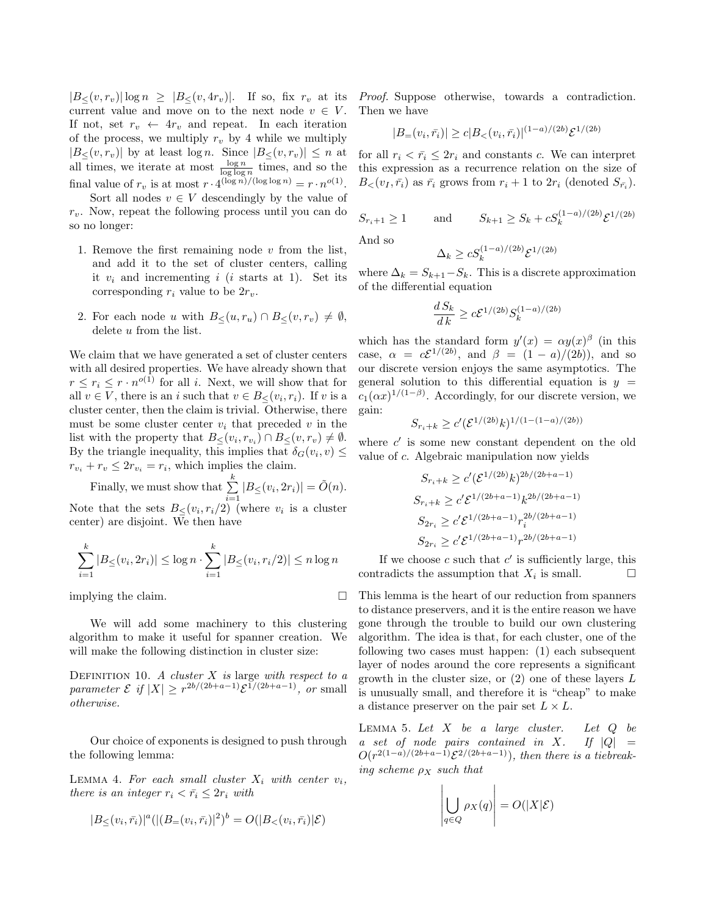$|B_{\leq}(v, r_v)| \log n \geq |B_{\leq}(v, 4r_v)|$. If so, fix $r_v$ at its current value and move on to the next node $v \in V$. If not, set $r_v \leftarrow 4r_v$ and repeat. In each iteration of the process, we multiply $r_v$ by 4 while we multiply $|B_{\leq}(v, r_v)|$ by at least $\log n$. Since $|B_{\leq}(v, r_v)| \leq n$ at all times, we iterate at most $\frac{\log n}{\log \log n}$ times, and so the final value of $r_v$ is at most $r \cdot 4^{(\log n)/(\log \log n)} = r \cdot n^{o(1)}$.

Sort all nodes $v \in V$ descendingly by the value of $r_v$. Now, repeat the following process until you can do so no longer:

1. Remove the first remaining node $v$ from the list, and add it to the set of cluster centers, calling it $v_i$ and incrementing $i$ ($i$ starts at 1). Set its corresponding $r_i$ value to be $2r_v$.
2. For each node $u$ with $B_{\leq}(u, r_u) \cap B_{\leq}(v, r_v) \neq \emptyset$, delete $u$ from the list.

We claim that we have generated a set of cluster centers with all desired properties. We have already shown that $r \leq r_i \leq r \cdot n^{o(1)}$ for all $i$. Next, we will show that for all $v \in V$, there is an $i$ such that $v \in B_{\leq}(v_i, r_i)$. If $v$ is a cluster center, then the claim is trivial. Otherwise, there must be some cluster center $v_i$ that preceded $v$ in the list with the property that $B_{\leq}(v_i, r_{v_i}) \cap B_{\leq}(v, r_v) \neq \emptyset$. By the triangle inequality, this implies that $\delta_G(v_i, v) \leq r_{v_i} + r_v \leq 2r_{v_i} = r_i$, which implies the claim.

Finally, we must show that $\sum_{i=1}^{k} |B_{\leq}(v_i, 2r_i)| = \tilde{O}(n)$. Note that the sets $B_{\leq}(v_i, r_i/2)$ (where $v_i$ is a cluster center) are disjoint. We then have

$$\sum_{i=1}^{k} |B_{\leq}(v_i, 2r_i)| \leq \log n \cdot \sum_{i=1}^{k} |B_{\leq}(v_i, r_i/2)| \leq n \log n$$

implying the claim. $\square$

We will add some machinery to this clustering algorithm to make it useful for spanner creation. We will make the following distinction in cluster size:

Definition 10. *A cluster $X$ is* large *with respect to a parameter $\mathcal{E}$ if $|X| \geq r^{2b/(2b+a-1)}\mathcal{E}^{1/(2b+a-1)}$, or* small *otherwise.*

Our choice of exponents is designed to push through the following lemma:

Lemma 4. *For each small cluster $X_i$ with center $v_i$, there is an integer $r_i < \bar{r_i} \leq 2r_i$ with*

$$|B_{\leq}(v_i, \bar{r_i})|^a(|(B_{=}(v_i, \bar{r_i})|^2)^b = O(|B_{<}(v_i, \bar{r_i})|\mathcal{E})$$

*Proof.* Suppose otherwise, towards a contradiction. Then we have

$$|B_{=}(v_i, \bar{r_i})| \geq c|B_{<}(v_i, \bar{r_i})|^{(1-a)/(2b)}\mathcal{E}^{1/(2b)}$$

for all $r_i < \bar{r_i} \leq 2r_i$ and constants $c$. We can interpret this expression as a recurrence relation on the size of $B_{<}(v_I, \bar{r_i})$ as $\bar{r_i}$ grows from $r_i + 1$ to $2r_i$ (denoted $S_{\bar{r_i}}$).

$$S_{r_i+1} \geq 1 \qquad \text{and} \qquad S_{k+1} \geq S_k + cS_k^{(1-a)/(2b)}\mathcal{E}^{1/(2b)}$$

And so

$$\Delta_k \geq cS_k^{(1-a)/(2b)}\mathcal{E}^{1/(2b)}$$

where $\Delta_k = S_{k+1} - S_k$. This is a discrete approximation of the differential equation

$$\frac{d\, S_k}{d\, k} \geq c\mathcal{E}^{1/(2b)}S_k^{(1-a)/(2b)}$$

which has the standard form $y'(x) = \alpha y(x)^{\beta}$ (in this case, $\alpha = c\mathcal{E}^{1/(2b)}$, and $\beta = (1-a)/(2b)$), and so our discrete version enjoys the same asymptotics. The general solution to this differential equation is $y = c_1(\alpha x)^{1/(1-\beta)}$. Accordingly, for our discrete version, we gain:

$$S_{r_i+k} \geq c'(\mathcal{E}^{1/(2b)}k)^{1/(1-(1-a)/(2b))}$$

where $c'$ is some new constant dependent on the old value of $c$. Algebraic manipulation now yields

$$S_{r_i+k} \geq c'(\mathcal{E}^{1/(2b)}k)^{2b/(2b+a-1)}$$

$$S_{r_i+k} \geq c'\mathcal{E}^{1/(2b+a-1)}k^{2b/(2b+a-1)}$$

$$S_{2r_i} \geq c'\mathcal{E}^{1/(2b+a-1)}r_i^{2b/(2b+a-1)}$$

$$S_{2r_i} \geq c'\mathcal{E}^{1/(2b+a-1)}r^{2b/(2b+a-1)}$$

If we choose $c$ such that $c'$ is sufficiently large, this contradicts the assumption that $X_i$ is small. $\square$

This lemma is the heart of our reduction from spanners to distance preservers, and it is the entire reason we have gone through the trouble to build our own clustering algorithm. The idea is that, for each cluster, one of the following two cases must happen: (1) each subsequent layer of nodes around the core represents a significant growth in the cluster size, or (2) one of these layers $L$ is unusually small, and therefore it is "cheap" to make a distance preserver on the pair set $L \times L$.

Lemma 5. *Let $X$ be a large cluster. Let $Q$ be a set of node pairs contained in $X$. If $|Q| = O(r^{2(1-a)/(2b+a-1)}\mathcal{E}^{2/(2b+a-1)})$, then there is a tiebreaking scheme $\rho_X$ such that*

$$\left|\bigcup_{q \in Q} \rho_X(q)\right| = O(|X|\mathcal{E})$$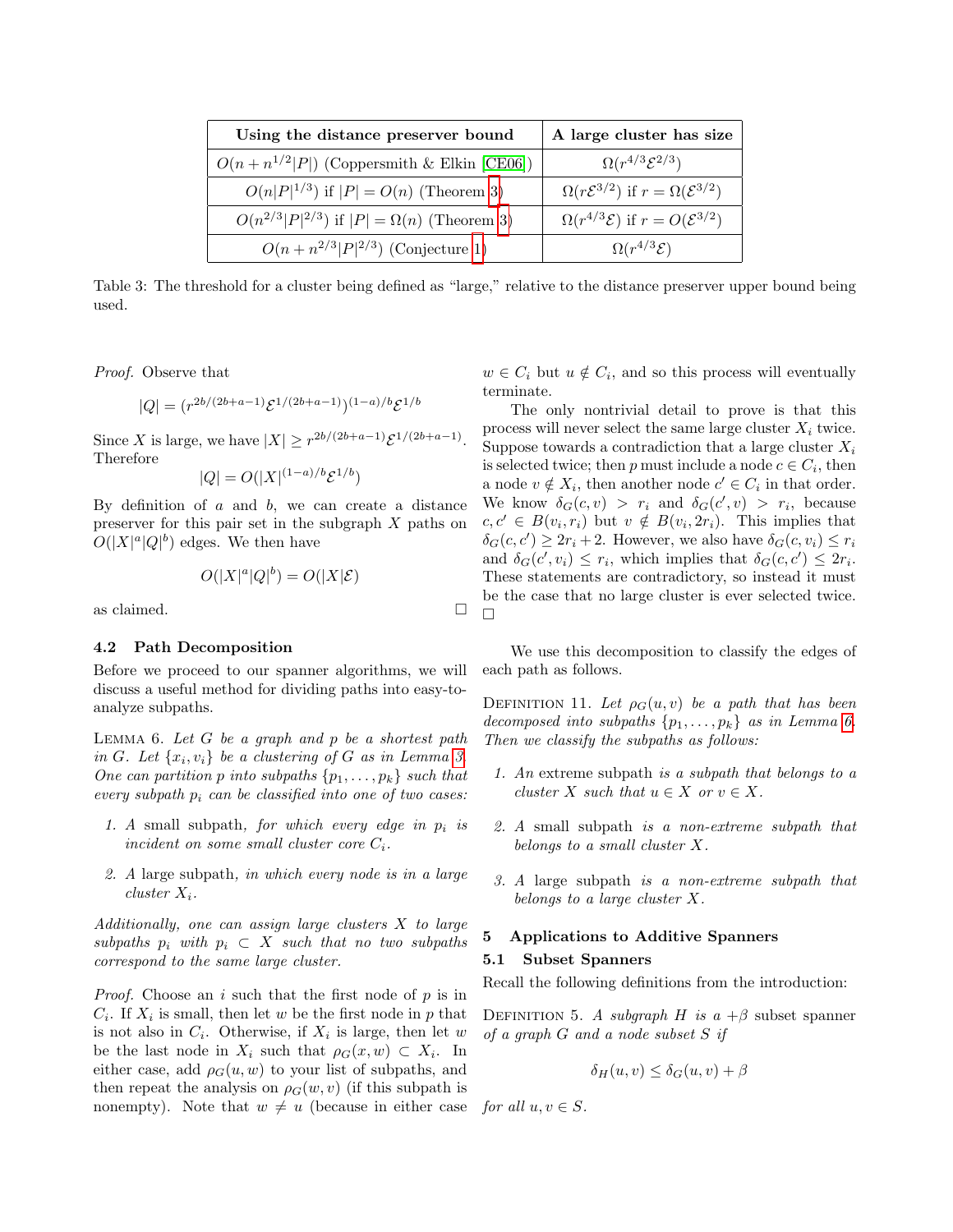| Using the distance preserver bound | A large cluster has size |
|---|---|
| $O(n + n^{1/2}\|P\|)$ (Coppersmith & Elkin [CE06]) | $\Omega(r^{4/3}\mathcal{E}^{2/3})$ |
| $O(n\|P\|^{1/3})$ if $\|P\| = O(n)$ (Theorem 3) | $\Omega(r\mathcal{E}^{3/2})$ if $r = \Omega(\mathcal{E}^{3/2})$ |
| $O(n^{2/3}\|P\|^{2/3})$ if $\|P\| = \Omega(n)$ (Theorem 3) | $\Omega(r^{4/3}\mathcal{E})$ if $r = O(\mathcal{E}^{3/2})$ |
| $O(n + n^{2/3}\|P\|^{2/3})$ (Conjecture 1) | $\Omega(r^{4/3}\mathcal{E})$ |

Table 3: The threshold for a cluster being defined as "large," relative to the distance preserver upper bound being used.

*Proof.* Observe that

$$|Q| = (r^{2b/(2b+a-1)}\mathcal{E}^{1/(2b+a-1)})^{(1-a)/b}\mathcal{E}^{1/b}$$

Since $X$ is large, we have $|X| \geq r^{2b/(2b+a-1)}\mathcal{E}^{1/(2b+a-1)}$. Therefore

$$|Q| = O(|X|^{(1-a)/b}\mathcal{E}^{1/b})$$

By definition of $a$ and $b$, we can create a distance preserver for this pair set in the subgraph $X$ paths on $O(|X|^a|Q|^b)$ edges. We then have

$$O(|X|^a|Q|^b) = O(|X|\mathcal{E})$$

as claimed. $\square$

### 4.2 Path Decomposition

Before we proceed to our spanner algorithms, we will discuss a useful method for dividing paths into easy-to-analyze subpaths.

Lemma 6. *Let $G$ be a graph and $p$ be a shortest path in $G$. Let $\{x_i, v_i\}$ be a clustering of $G$ as in Lemma 3. One can partition $p$ into subpaths $\{p_1, \ldots, p_k\}$ such that every subpath $p_i$ can be classified into one of two cases:*

1. *A* small subpath*, for which every edge in $p_i$ is incident on some small cluster core $C_i$.*
2. *A* large subpath*, in which every node is in a large cluster $X_i$.*

*Additionally, one can assign large clusters $X$ to large subpaths $p_i$ with $p_i \subset X$ such that no two subpaths correspond to the same large cluster.*

*Proof.* Choose an $i$ such that the first node of $p$ is in $C_i$. If $X_i$ is small, then let $w$ be the first node in $p$ that is not also in $C_i$. Otherwise, if $X_i$ is large, then let $w$ be the last node in $X_i$ such that $\rho_G(x, w) \subset X_i$. In either case, add $\rho_G(u, w)$ to your list of subpaths, and then repeat the analysis on $\rho_G(w, v)$ (if this subpath is nonempty). Note that $w \neq u$ (because in either case $w \in C_i$ but $u \notin C_i$, and so this process will eventually terminate.

The only nontrivial detail to prove is that this process will never select the same large cluster $X_i$ twice. Suppose towards a contradiction that a large cluster $X_i$ is selected twice; then $p$ must include a node $c \in C_i$, then a node $v \notin X_i$, then another node $c' \in C_i$ in that order. We know $\delta_G(c, v) > r_i$ and $\delta_G(c', v) > r_i$, because $c, c' \in B(v_i, r_i)$ but $v \notin B(v_i, 2r_i)$. This implies that $\delta_G(c, c') \geq 2r_i + 2$. However, we also have $\delta_G(c, v_i) \leq r_i$ and $\delta_G(c', v_i) \leq r_i$, which implies that $\delta_G(c, c') \leq 2r_i$. These statements are contradictory, so instead it must be the case that no large cluster is ever selected twice. $\square$

We use this decomposition to classify the edges of each path as follows.

Definition 11. *Let $\rho_G(u, v)$ be a path that has been decomposed into subpaths $\{p_1, \ldots, p_k\}$ as in Lemma 6. Then we classify the subpaths as follows:*

1. *An* extreme subpath *is a subpath that belongs to a cluster $X$ such that $u \in X$ or $v \in X$.*
2. *A* small subpath *is a non-extreme subpath that belongs to a small cluster $X$.*
3. *A* large subpath *is a non-extreme subpath that belongs to a large cluster $X$.*

## 5 Applications to Additive Spanners

### 5.1 Subset Spanners

Recall the following definitions from the introduction:

Definition 5. *A subgraph $H$ is a $+\beta$* subset spanner *of a graph $G$ and a node subset $S$ if*

$$\delta_H(u, v) \leq \delta_G(u, v) + \beta$$

*for all $u, v \in S$.*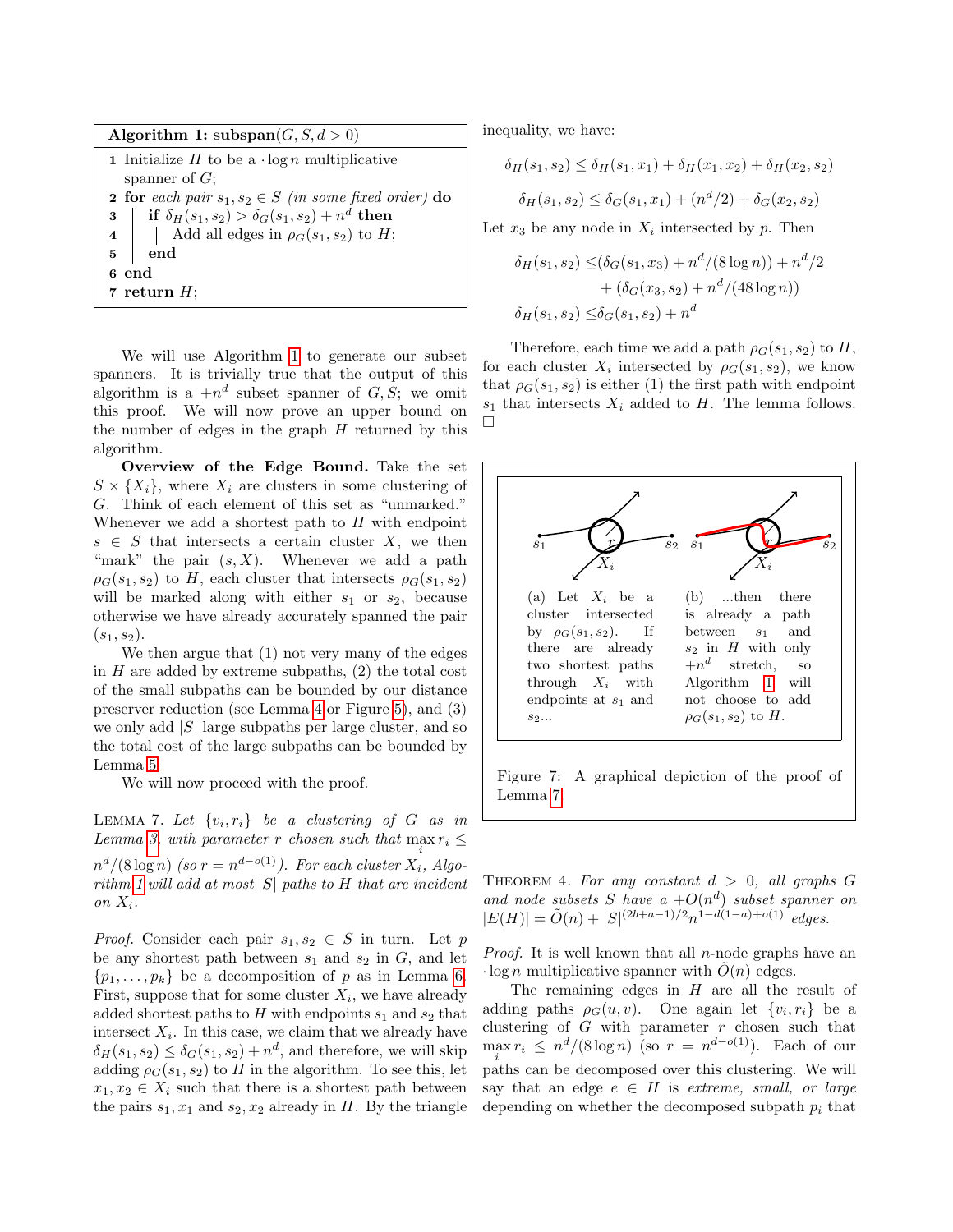**Algorithm 1: subspan($G, S, d > 0$)**

```
1 Initialize H to be a ·log n multiplicative
  spanner of G;
2 for each pair s1, s2 ∈ S (in some fixed order) do
3 |  if δ_H(s1, s2) > δ_G(s1, s2) + n^d then
4 |  |  Add all edges in ρ_G(s1, s2) to H;
5 |  end
6 end
7 return H;
```

We will use Algorithm 1 to generate our subset spanners. It is trivially true that the output of this algorithm is a $+n^d$ subset spanner of $G, S$; we omit this proof. We will now prove an upper bound on the number of edges in the graph $H$ returned by this algorithm.

**Overview of the Edge Bound.** Take the set $S \times \{X_i\}$, where $X_i$ are clusters in some clustering of $G$. Think of each element of this set as "unmarked." Whenever we add a shortest path to $H$ with endpoint $s \in S$ that intersects a certain cluster $X$, we then "mark" the pair $(s, X)$. Whenever we add a path $\rho_G(s_1, s_2)$ to $H$, each cluster that intersects $\rho_G(s_1, s_2)$ will be marked along with either $s_1$ or $s_2$, because otherwise we have already accurately spanned the pair $(s_1, s_2)$.

We then argue that (1) not very many of the edges in $H$ are added by extreme subpaths, (2) the total cost of the small subpaths can be bounded by our distance preserver reduction (see Lemma 4 or Figure 5), and (3) we only add $|S|$ large subpaths per large cluster, and so the total cost of the large subpaths can be bounded by Lemma 5.

We will now proceed with the proof.

Lemma 7. *Let $\{v_i, r_i\}$ be a clustering of $G$ as in Lemma 3, with parameter $r$ chosen such that $\max_i r_i \leq n^d/(8 \log n)$ (so $r = n^{d-o(1)}$). For each cluster $X_i$, Algorithm 1 will add at most $|S|$ paths to $H$ that are incident on $X_i$.*

*Proof.* Consider each pair $s_1, s_2 \in S$ in turn. Let $p$ be any shortest path between $s_1$ and $s_2$ in $G$, and let $\{p_1, \ldots, p_k\}$ be a decomposition of $p$ as in Lemma 6. First, suppose that for some cluster $X_i$, we have already added shortest paths to $H$ with endpoints $s_1$ and $s_2$ that intersect $X_i$. In this case, we claim that we already have $\delta_H(s_1, s_2) \leq \delta_G(s_1, s_2) + n^d$, and therefore, we will skip adding $\rho_G(s_1, s_2)$ to $H$ in the algorithm. To see this, let $x_1, x_2 \in X_i$ such that there is a shortest path between the pairs $s_1, x_1$ and $s_2, x_2$ already in $H$. By the triangle inequality, we have:

$$\delta_H(s_1, s_2) \leq \delta_H(s_1, x_1) + \delta_H(x_1, x_2) + \delta_H(x_2, s_2)$$

$$\delta_H(s_1, s_2) \leq \delta_G(s_1, x_1) + (n^d/2) + \delta_G(x_2, s_2)$$

Let $x_3$ be any node in $X_i$ intersected by $p$. Then

$$\begin{aligned}\delta_H(s_1, s_2) \leq &(\delta_G(s_1, x_3) + n^d/(8 \log n)) + n^d/2 \\ &+ (\delta_G(x_3, s_2) + n^d/(48 \log n)) \\ \delta_H(s_1, s_2) \leq &\delta_G(s_1, s_2) + n^d\end{aligned}$$

Therefore, each time we add a path $\rho_G(s_1, s_2)$ to $H$, for each cluster $X_i$ intersected by $\rho_G(s_1, s_2)$, we know that $\rho_G(s_1, s_2)$ is either (1) the first path with endpoint $s_1$ that intersects $X_i$ added to $H$. The lemma follows. □

(a) Let $X_i$ be a cluster intersected by $\rho_G(s_1, s_2)$. If there are already two shortest paths through $X_i$ with endpoints at $s_1$ and $s_2$...

(b) ...then there is already a path between $s_1$ and $s_2$ in $H$ with only $+n^d$ stretch, so Algorithm 1 will not choose to add $\rho_G(s_1, s_2)$ to $H$.

Figure 7: A graphical depiction of the proof of Lemma 7.

Theorem 4. *For any constant $d > 0$, all graphs $G$ and node subsets $S$ have a $+O(n^d)$ subset spanner on $|E(H)| = \tilde{O}(n) + |S|^{(2b+a-1)/2} n^{1-d(1-a)+o(1)}$ edges.*

*Proof.* It is well known that all $n$-node graphs have an $\cdot \log n$ multiplicative spanner with $\tilde{O}(n)$ edges.

The remaining edges in $H$ are all the result of adding paths $\rho_G(u, v)$. One again let $\{v_i, r_i\}$ be a clustering of $G$ with parameter $r$ chosen such that $\max_i r_i \leq n^d/(8 \log n)$ (so $r = n^{d-o(1)}$). Each of our paths can be decomposed over this clustering. We will say that an edge $e \in H$ is *extreme, small, or large* depending on whether the decomposed subpath $p_i$ that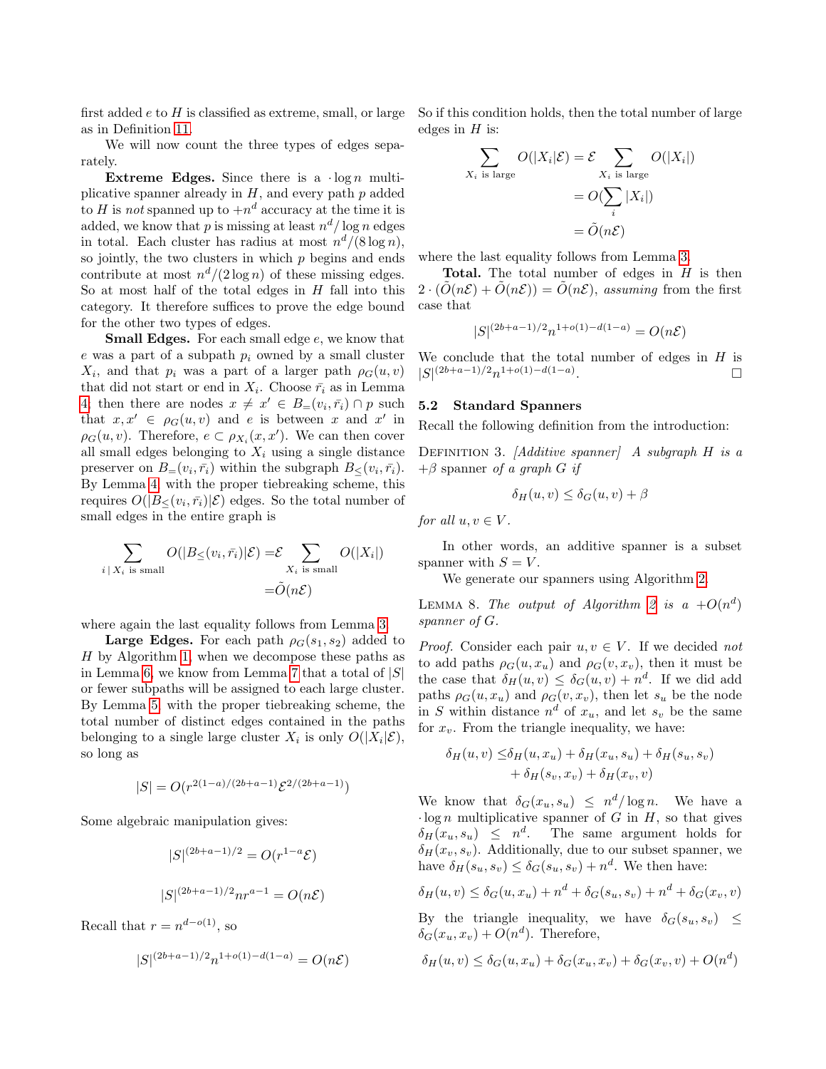first added $e$ to $H$ is classified as extreme, small, or large as in Definition 11.

We will now count the three types of edges separately.

**Extreme Edges.** Since there is a $\cdot \log n$ multiplicative spanner already in $H$, and every path $p$ added to $H$ is *not* spanned up to $+n^d$ accuracy at the time it is added, we know that $p$ is missing at least $n^d / \log n$ edges in total. Each cluster has radius at most $n^d/(8 \log n)$, so jointly, the two clusters in which $p$ begins and ends contribute at most $n^d/(2 \log n)$ of these missing edges. So at most half of the total edges in $H$ fall into this category. It therefore suffices to prove the edge bound for the other two types of edges.

**Small Edges.** For each small edge $e$, we know that $e$ was a part of a subpath $p_i$ owned by a small cluster $X_i$, and that $p_i$ was a part of a larger path $\rho_G(u,v)$ that did not start or end in $X_i$. Choose $\bar{r_i}$ as in Lemma 4; then there are nodes $x \neq x' \in B_=(v_i, \bar{r_i}) \cap p$ such that $x, x' \in \rho_G(u,v)$ and $e$ is between $x$ and $x'$ in $\rho_G(u,v)$. Therefore, $e \subset \rho_{X_i}(x,x')$. We can then cover all small edges belonging to $X_i$ using a single distance preserver on $B_=(v_i, \bar{r_i})$ within the subgraph $B_\leq(v_i, \bar{r_i})$. By Lemma 4, with the proper tiebreaking scheme, this requires $O(|B_\leq(v_i, \bar{r_i})|\mathcal{E})$ edges. So the total number of small edges in the entire graph is

$$\sum_{i \mid X_i \text{ is small}} O(|B_\leq(v_i, \bar{r_i})|\mathcal{E}) = \mathcal{E} \sum_{X_i \text{ is small}} O(|X_i|) = \tilde{O}(n\mathcal{E})$$

where again the last equality follows from Lemma 3.

**Large Edges.** For each path $\rho_G(s_1, s_2)$ added to $H$ by Algorithm 1, when we decompose these paths as in Lemma 6, we know from Lemma 7 that a total of $|S|$ or fewer subpaths will be assigned to each large cluster. By Lemma 5, with the proper tiebreaking scheme, the total number of distinct edges contained in the paths belonging to a single large cluster $X_i$ is only $O(|X_i \mathcal{E})$, so long as

$$|S| = O(r^{2(1-a)/(2b+a-1)}\mathcal{E}^{2/(2b+a-1)})$$

Some algebraic manipulation gives:

$$|S|^{(2b+a-1)/2} = O(r^{1-a}\mathcal{E})$$

$$|S|^{(2b+a-1)/2} n r^{a-1} = O(n\mathcal{E})$$

Recall that $r = n^{d-o(1)}$, so

$$|S|^{(2b+a-1)/2} n^{1+o(1)-d(1-a)} = O(n\mathcal{E})$$

So if this condition holds, then the total number of large edges in $H$ is:

$$\sum_{X_i \text{ is large}} O(|X_i|\mathcal{E}) = \mathcal{E} \sum_{X_i \text{ is large}} O(|X_i|) = O(\sum_i |X_i|) = \tilde{O}(n\mathcal{E})$$

where the last equality follows from Lemma 3.

**Total.** The total number of edges in $H$ is then $2 \cdot (\tilde{O}(n\mathcal{E}) + \tilde{O}(n\mathcal{E})) = \tilde{O}(n\mathcal{E})$, *assuming* from the first case that

$$|S|^{(2b+a-1)/2} n^{1+o(1)-d(1-a)} = O(n\mathcal{E})$$

We conclude that the total number of edges in $H$ is $|S|^{(2b+a-1)/2} n^{1+o(1)-d(1-a)}$. □

### 5.2 Standard Spanners

Recall the following definition from the introduction:

DEFINITION 3. *[Additive spanner] A subgraph $H$ is a $+\beta$ spanner of a graph $G$ if*

$$\delta_H(u,v) \leq \delta_G(u,v) + \beta$$

*for all $u, v \in V$.*

In other words, an additive spanner is a subset spanner with $S = V$.

We generate our spanners using Algorithm 2.

LEMMA 8. *The output of Algorithm 2 is a $+O(n^d)$ spanner of $G$.*

*Proof.* Consider each pair $u, v \in V$. If we decided *not* to add paths $\rho_G(u, x_u)$ and $\rho_G(v, x_v)$, then it must be the case that $\delta_H(u,v) \leq \delta_G(u,v) + n^d$. If we did add paths $\rho_G(u, x_u)$ and $\rho_G(v, x_v)$, then let $s_u$ be the node in $S$ within distance $n^d$ of $x_u$, and let $s_v$ be the same for $x_v$. From the triangle inequality, we have:

$$\delta_H(u,v) \leq \delta_H(u, x_u) + \delta_H(x_u, s_u) + \delta_H(s_u, s_v) + \delta_H(s_v, x_v) + \delta_H(x_v, v)$$

We know that $\delta_G(x_u, s_u) \leq n^d / \log n$. We have a $\cdot \log n$ multiplicative spanner of $G$ in $H$, so that gives $\delta_H(x_u, s_u) \leq n^d$. The same argument holds for $\delta_H(x_v, s_v)$. Additionally, due to our subset spanner, we have $\delta_H(s_u, s_v) \leq \delta_G(s_u, s_v) + n^d$. We then have:

$$\delta_H(u,v) \leq \delta_G(u, x_u) + n^d + \delta_G(s_u, s_v) + n^d + \delta_G(x_v, v)$$

By the triangle inequality, we have $\delta_G(s_u, s_v) \leq \delta_G(x_u, x_v) + O(n^d)$. Therefore,

$$\delta_H(u,v) \leq \delta_G(u, x_u) + \delta_G(x_u, x_v) + \delta_G(x_v, v) + O(n^d)$$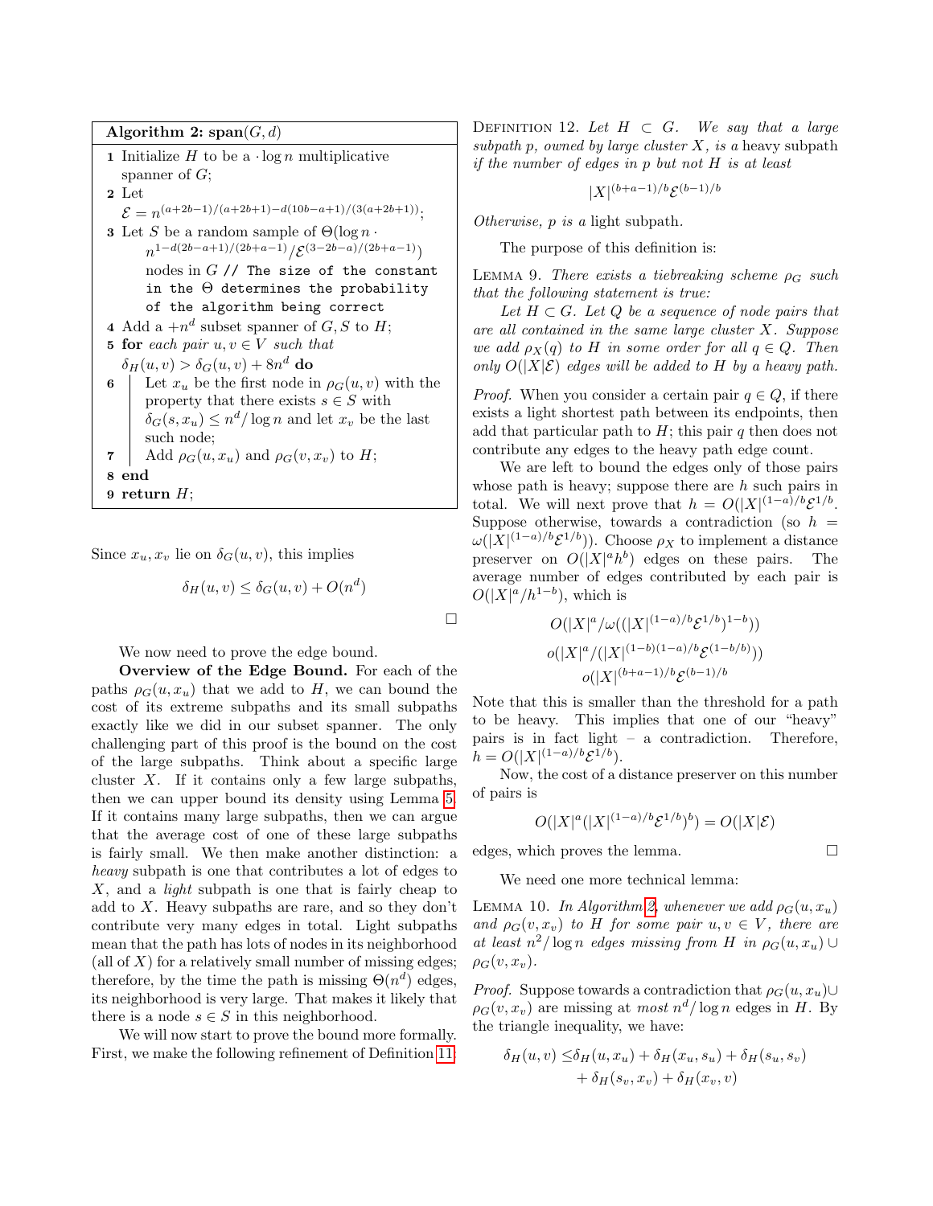**Algorithm 2: span$(G, d)$**

```
1  Initialize H to be a · log n multiplicative
   spanner of G;
2  Let
   ℰ = n^{(a+2b−1)/(a+2b+1)−d(10b−a+1)/(3(a+2b+1))};
3  Let S be a random sample of Θ(log n ·
   n^{1−d(2b−a+1)/(2b+a−1)}/ℰ^{(3−2b−a)/(2b+a−1)})
   nodes in G // The size of the constant
   in the Θ determines the probability
   of the algorithm being correct
4  Add a +n^d subset spanner of G, S to H;
5  for each pair u, v ∈ V such that
   δ_H(u, v) > δ_G(u, v) + 8n^d do
6  |  Let x_u be the first node in ρ_G(u, v) with the
   |  property that there exists s ∈ S with
   |  δ_G(s, x_u) ≤ n^d / log n and let x_v be the last
   |  such node;
7  |  Add ρ_G(u, x_u) and ρ_G(v, x_v) to H;
8  end
9  return H;
```

Since $x_u, x_v$ lie on $\delta_G(u, v)$, this implies

$$\delta_H(u, v) \leq \delta_G(u, v) + O(n^d)$$

□

We now need to prove the edge bound.

**Overview of the Edge Bound.** For each of the paths $\rho_G(u, x_u)$ that we add to $H$, we can bound the cost of its extreme subpaths and its small subpaths exactly like we did in our subset spanner. The only challenging part of this proof is the bound on the cost of the large subpaths. Think about a specific large cluster $X$. If it contains only a few large subpaths, then we can upper bound its density using Lemma 5. If it contains many large subpaths, then we can argue that the average cost of one of these large subpaths is fairly small. We then make another distinction: a *heavy* subpath is one that contributes a lot of edges to $X$, and a *light* subpath is one that is fairly cheap to add to $X$. Heavy subpaths are rare, and so they don't contribute very many edges in total. Light subpaths mean that the path has lots of nodes in its neighborhood (all of $X$) for a relatively small number of missing edges; therefore, by the time the path is missing $\Theta(n^d)$ edges, its neighborhood is very large. That makes it likely that there is a node $s \in S$ in this neighborhood.

We will now start to prove the bound more formally. First, we make the following refinement of Definition 11:

Definition 12. *Let $H \subset G$. We say that a large subpath $p$, owned by large cluster $X$, is a* heavy subpath *if the number of edges in $p$ but not $H$ is at least*

$$|X|^{(b+a-1)/b}\mathcal{E}^{(b-1)/b}$$

*Otherwise, $p$ is a* light subpath.

The purpose of this definition is:

Lemma 9. *There exists a tiebreaking scheme $\rho_G$ such that the following statement is true:*

*Let $H \subset G$. Let $Q$ be a sequence of node pairs that are all contained in the same large cluster $X$. Suppose we add $\rho_X(q)$ to $H$ in some order for all $q \in Q$. Then only $O(|X|\mathcal{E})$ edges will be added to $H$ by a heavy path.*

*Proof.* When you consider a certain pair $q \in Q$, if there exists a light shortest path between its endpoints, then add that particular path to $H$; this pair $q$ then does not contribute any edges to the heavy path edge count.

We are left to bound the edges only of those pairs whose path is heavy; suppose there are $h$ such pairs in total. We will next prove that $h = O(|X|^{(1-a)/b}\mathcal{E}^{1/b}$. Suppose otherwise, towards a contradiction (so $h = \omega(|X|^{(1-a)/b}\mathcal{E}^{1/b})$). Choose $\rho_X$ to implement a distance preserver on $O(|X|^a h^b)$ edges on these pairs. The average number of edges contributed by each pair is $O(|X|^a/h^{1-b})$, which is

$$O(|X|^a/\omega((|X|^{(1-a)/b}\mathcal{E}^{1/b})^{1-b}))$$
$$o(|X|^a/(|X|^{(1-b)(1-a)/b}\mathcal{E}^{(1-b/b)}))$$
$$o(|X|^{(b+a-1)/b}\mathcal{E}^{(b-1)/b}$$

Note that this is smaller than the threshold for a path to be heavy. This implies that one of our "heavy" pairs is in fact light – a contradiction. Therefore, $h = O(|X|^{(1-a)/b}\mathcal{E}^{1/b})$.

Now, the cost of a distance preserver on this number of pairs is

$$O(|X|^a(|X|^{(1-a)/b}\mathcal{E}^{1/b})^b) = O(|X|\mathcal{E})$$

edges, which proves the lemma. □

We need one more technical lemma:

Lemma 10. *In Algorithm 2, whenever we add $\rho_G(u, x_u)$ and $\rho_G(v, x_v)$ to $H$ for some pair $u, v \in V$, there are at least $n^2/\log n$ edges missing from $H$ in $\rho_G(u, x_u) \cup \rho_G(v, x_v)$.*

*Proof.* Suppose towards a contradiction that $\rho_G(u, x_u) \cup \rho_G(v, x_v)$ are missing at *most* $n^d/\log n$ edges in $H$. By the triangle inequality, we have:

$$\begin{aligned}\delta_H(u, v) \leq &\delta_H(u, x_u) + \delta_H(x_u, s_u) + \delta_H(s_u, s_v) \\ &+ \delta_H(s_v, x_v) + \delta_H(x_v, v)\end{aligned}$$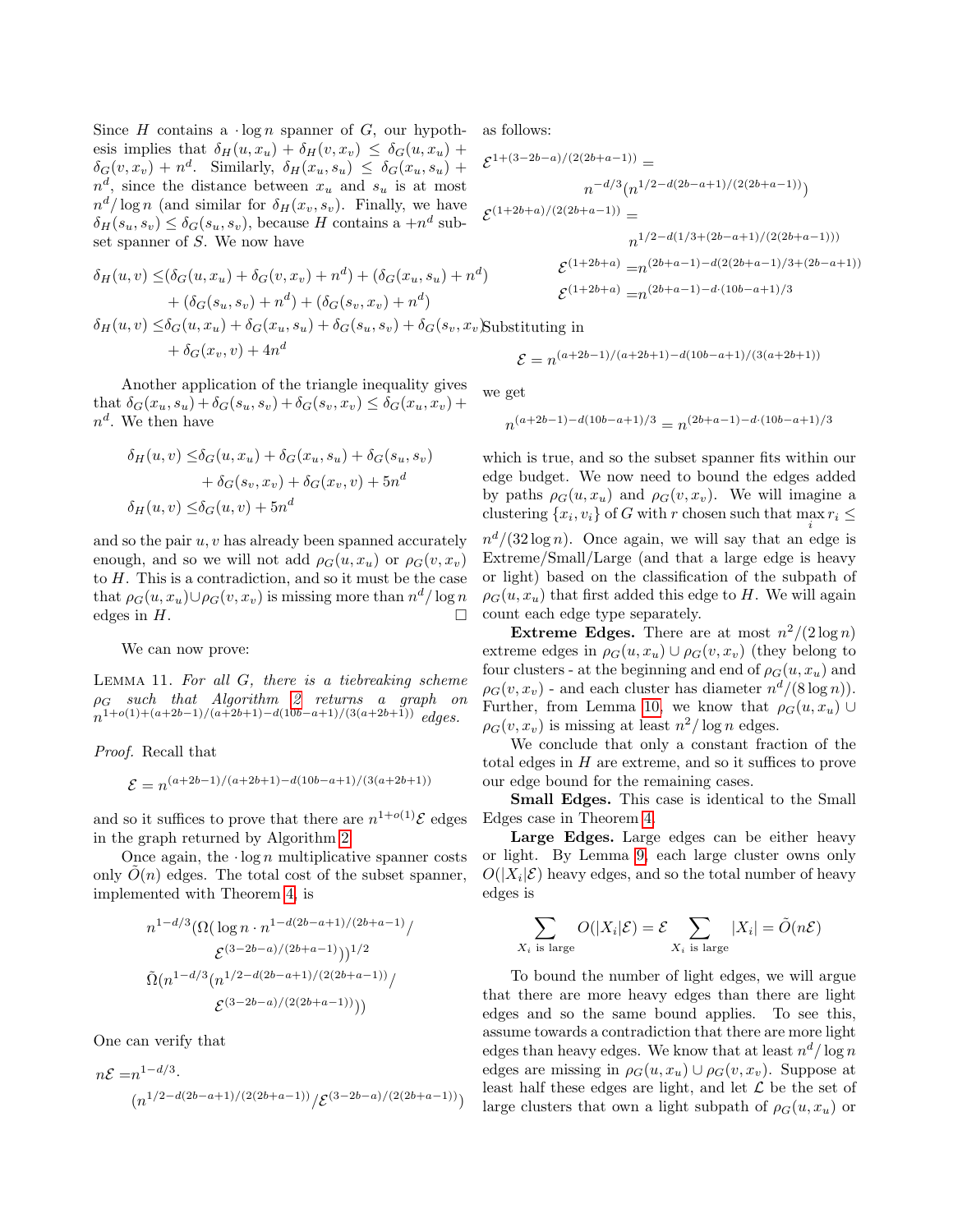Since $H$ contains a $\cdot \log n$ spanner of $G$, our hypothesis implies that $\delta_H(u, x_u) + \delta_H(v, x_v) \leq \delta_G(u, x_u) + \delta_G(v, x_v) + n^d$. Similarly, $\delta_H(x_u, s_u) \leq \delta_G(x_u, s_u) + n^d$, since the distance between $x_u$ and $s_u$ is at most $n^d / \log n$ (and similar for $\delta_H(x_v, s_v)$. Finally, we have $\delta_H(s_u, s_v) \leq \delta_G(s_u, s_v)$, because $H$ contains a $+n^d$ subset spanner of $S$. We now have

$$
\begin{aligned}
\delta_H(u, v) \leq & (\delta_G(u, x_u) + \delta_G(v, x_v) + n^d) + (\delta_G(x_u, s_u) + n^d) \\
& + (\delta_G(s_u, s_v) + n^d) + (\delta_G(s_v, x_v) + n^d) \\
\delta_H(u, v) \leq & \delta_G(u, x_u) + \delta_G(x_u, s_u) + \delta_G(s_u, s_v) + \delta_G(s_v, x_v) \\
& + \delta_G(x_v, v) + 4n^d
\end{aligned}
$$

Another application of the triangle inequality gives that $\delta_G(x_u, s_u) + \delta_G(s_u, s_v) + \delta_G(s_v, x_v) \leq \delta_G(x_u, x_v) + n^d$. We then have

$$
\begin{aligned}
\delta_H(u, v) \leq & \delta_G(u, x_u) + \delta_G(x_u, s_u) + \delta_G(s_u, s_v) \\
& + \delta_G(s_v, x_v) + \delta_G(x_v, v) + 5n^d \\
\delta_H(u, v) \leq & \delta_G(u, v) + 5n^d
\end{aligned}
$$

and so the pair $u, v$ has already been spanned accurately enough, and so we will not add $\rho_G(u, x_u)$ or $\rho_G(v, x_v)$ to $H$. This is a contradiction, and so it must be the case that $\rho_G(u, x_u) \cup \rho_G(v, x_v)$ is missing more than $n^d / \log n$ edges in $H$. □

We can now prove:

Lemma 11. *For all $G$, there is a tiebreaking scheme $\rho_G$ such that Algorithm 2 returns a graph on $n^{1+o(1)+(a+2b-1)/(a+2b+1)-d(10b-a+1)/(3(a+2b+1))}$ edges.*

*Proof.* Recall that

$$
\mathcal{E} = n^{(a+2b-1)/(a+2b+1)-d(10b-a+1)/(3(a+2b+1))}
$$

and so it suffices to prove that there are $n^{1+o(1)}\mathcal{E}$ edges in the graph returned by Algorithm 2.

Once again, the $\cdot \log n$ multiplicative spanner costs only $\tilde{O}(n)$ edges. The total cost of the subset spanner, implemented with Theorem 4, is

$$
\begin{aligned}
& n^{1-d/3}(\Omega(\log n \cdot n^{1-d(2b-a+1)/(2b+a-1)} / \\
& \qquad \mathcal{E}^{(3-2b-a)/(2b+a-1)}))^{1/2} \\
& \tilde{\Omega}(n^{1-d/3}(n^{1/2-d(2b-a+1)/(2(2b+a-1))} / \\
& \qquad \mathcal{E}^{(3-2b-a)/(2(2b+a-1))}))
\end{aligned}
$$

One can verify that

$$
\begin{aligned}
n\mathcal{E} = & n^{1-d/3} \cdot \\
& (n^{1/2-d(2b-a+1)/(2(2b+a-1))} / \mathcal{E}^{(3-2b-a)/(2(2b+a-1))})
\end{aligned}
$$

as follows:

$$
\begin{aligned}
& \mathcal{E}^{1+(3-2b-a)/(2(2b+a-1))} = \\
& \qquad n^{-d/3}(n^{1/2-d(2b-a+1)/(2(2b+a-1))}) \\
& \mathcal{E}^{(1+2b+a)/(2(2b+a-1))} = \\
& \qquad n^{1/2-d(1/3+(2b-a+1)/(2(2b+a-1)))} \\
& \mathcal{E}^{(1+2b+a)} = n^{(2b+a-1)-d(2(2b+a-1)/3+(2b-a+1))} \\
& \mathcal{E}^{(1+2b+a)} = n^{(2b+a-1)-d\cdot(10b-a+1)/3}
\end{aligned}
$$

Substituting in

$$
\mathcal{E} = n^{(a+2b-1)/(a+2b+1)-d(10b-a+1)/(3(a+2b+1))}
$$

we get

$$
n^{(a+2b-1)-d(10b-a+1)/3} = n^{(2b+a-1)-d\cdot(10b-a+1)/3}
$$

which is true, and so the subset spanner fits within our edge budget. We now need to bound the edges added by paths $\rho_G(u, x_u)$ and $\rho_G(v, x_v)$. We will imagine a clustering $\{x_i, v_i\}$ of $G$ with $r$ chosen such that $\max_i r_i \leq n^d/(32 \log n)$. Once again, we will say that an edge is Extreme/Small/Large (and that a large edge is heavy or light) based on the classification of the subpath of $\rho_G(u, x_u)$ that first added this edge to $H$. We will again count each edge type separately.

**Extreme Edges.** There are at most $n^2/(2 \log n)$ extreme edges in $\rho_G(u, x_u) \cup \rho_G(v, x_v)$ (they belong to four clusters - at the beginning and end of $\rho_G(u, x_u)$ and $\rho_G(v, x_v)$ - and each cluster has diameter $n^d/(8 \log n)$). Further, from Lemma 10, we know that $\rho_G(u, x_u) \cup \rho_G(v, x_v)$ is missing at least $n^2 / \log n$ edges.

We conclude that only a constant fraction of the total edges in $H$ are extreme, and so it suffices to prove our edge bound for the remaining cases.

**Small Edges.** This case is identical to the Small Edges case in Theorem 4.

**Large Edges.** Large edges can be either heavy or light. By Lemma 9, each large cluster owns only $O(|X_i|\mathcal{E})$ heavy edges, and so the total number of heavy edges is

$$
\sum_{X_i \text{ is large}} O(|X_i|\mathcal{E}) = \mathcal{E} \sum_{X_i \text{ is large}} |X_i| = \tilde{O}(n\mathcal{E})
$$

To bound the number of light edges, we will argue that there are more heavy edges than there are light edges and so the same bound applies. To see this, assume towards a contradiction that there are more light edges than heavy edges. We know that at least $n^d / \log n$ edges are missing in $\rho_G(u, x_u) \cup \rho_G(v, x_v)$. Suppose at least half these edges are light, and let $\mathcal{L}$ be the set of large clusters that own a light subpath of $\rho_G(u, x_u)$ or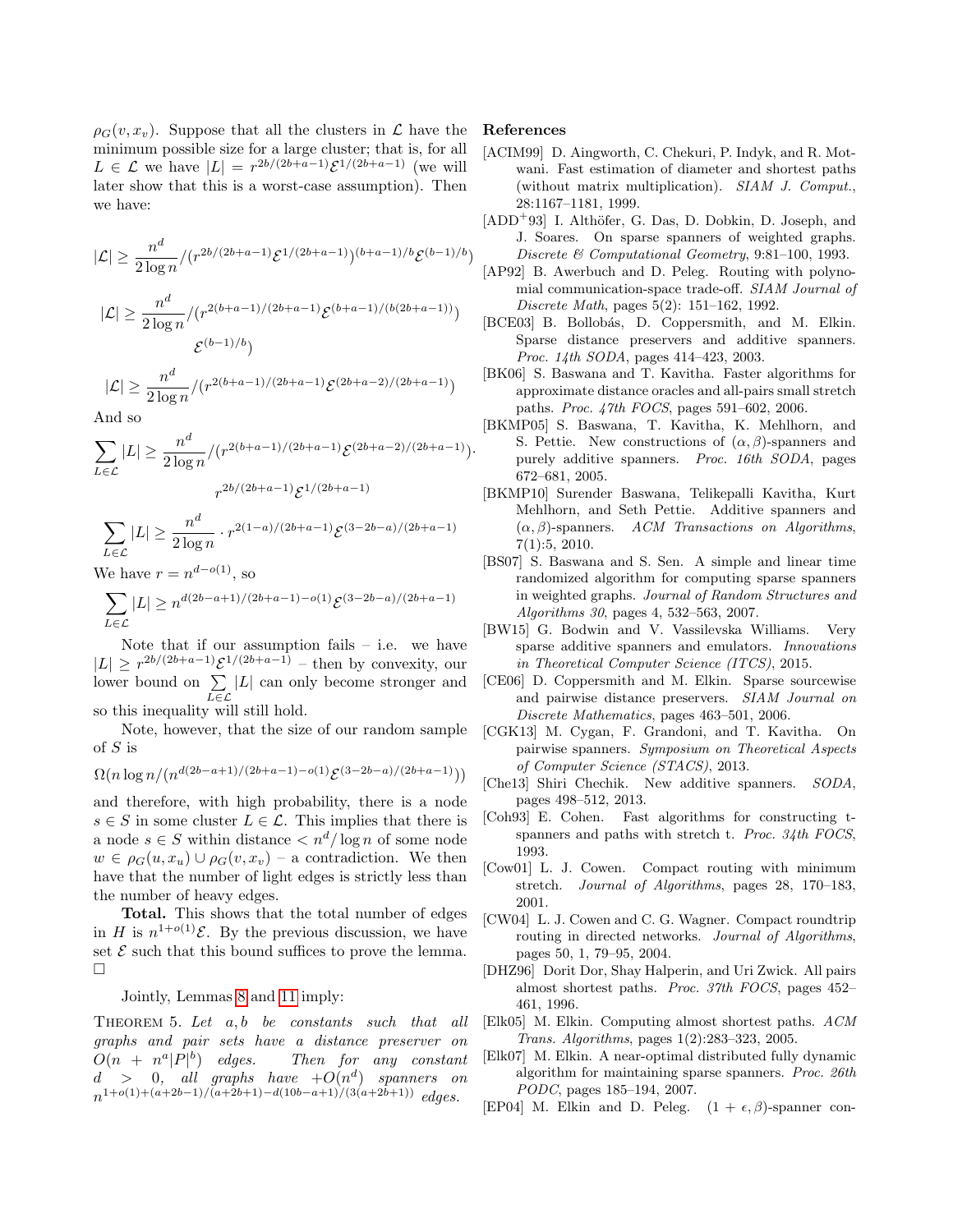$\rho_G(v, x_v)$. Suppose that all the clusters in $\mathcal{L}$ have the minimum possible size for a large cluster; that is, for all $L \in \mathcal{L}$ we have $|L| = r^{2b/(2b+a-1)}\mathcal{E}^{1/(2b+a-1)}$ (we will later show that this is a worst-case assumption). Then we have:

$$|\mathcal{L}| \geq \frac{n^d}{2\log n} / (r^{2b/(2b+a-1)}\mathcal{E}^{1/(2b+a-1)})^{(b+a-1)/b}\mathcal{E}^{(b-1)/b})$$

$$|\mathcal{L}| \geq \frac{n^d}{2\log n} / (r^{2(b+a-1)/(2b+a-1)}\mathcal{E}^{(b+a-1)/(b(2b+a-1))}) \mathcal{E}^{(b-1)/b})$$

$$|\mathcal{L}| \geq \frac{n^d}{2\log n} / (r^{2(b+a-1)/(2b+a-1)}\mathcal{E}^{(2b+a-2)/(2b+a-1)})$$

And so

$$\sum_{L \in \mathcal{L}} |L| \geq \frac{n^d}{2\log n} / (r^{2(b+a-1)/(2b+a-1)}\mathcal{E}^{(2b+a-2)/(2b+a-1)}) \cdot r^{2b/(2b+a-1)}\mathcal{E}^{1/(2b+a-1)}$$

$$\sum_{L \in \mathcal{L}} |L| \geq \frac{n^d}{2\log n} \cdot r^{2(1-a)/(2b+a-1)}\mathcal{E}^{(3-2b-a)/(2b+a-1)}$$

We have $r = n^{d-o(1)}$, so

$$\sum_{L \in \mathcal{L}} |L| \geq n^{d(2b-a+1)/(2b+a-1)-o(1)}\mathcal{E}^{(3-2b-a)/(2b+a-1)}$$

Note that if our assumption fails – i.e. we have $|L| \geq r^{2b/(2b+a-1)}\mathcal{E}^{1/(2b+a-1)}$ – then by convexity, our lower bound on $\sum_{L \in \mathcal{L}} |L|$ can only become stronger and so this inequality will still hold.

Note, however, that the size of our random sample of $S$ is

$$\Omega(n \log n / (n^{d(2b-a+1)/(2b+a-1)-o(1)}\mathcal{E}^{(3-2b-a)/(2b+a-1)}))$$

and therefore, with high probability, there is a node $s \in S$ in some cluster $L \in \mathcal{L}$. This implies that there is a node $s \in S$ within distance $< n^d / \log n$ of some node $w \in \rho_G(u, x_u) \cup \rho_G(v, x_v)$ – a contradiction. We then have that the number of light edges is strictly less than the number of heavy edges.

**Total.** This shows that the total number of edges in $H$ is $n^{1+o(1)}\mathcal{E}$. By the previous discussion, we have set $\mathcal{E}$ such that this bound suffices to prove the lemma. □

Jointly, Lemmas 8 and 11 imply:

THEOREM 5. *Let $a, b$ be constants such that all graphs and pair sets have a distance preserver on $O(n + n^a|P|^b)$ edges. Then for any constant $d > 0$, all graphs have $+O(n^d)$ spanners on $n^{1+o(1)+(a+2b-1)/(a+2b+1)-d(10b-a+1)/(3(a+2b+1))}$ edges.*

## References

[ACIM99] D. Aingworth, C. Chekuri, P. Indyk, and R. Motwani. Fast estimation of diameter and shortest paths (without matrix multiplication). *SIAM J. Comput.*, 28:1167–1181, 1999.

[ADD+93] I. Althöfer, G. Das, D. Dobkin, D. Joseph, and J. Soares. On sparse spanners of weighted graphs. *Discrete & Computational Geometry*, 9:81–100, 1993.

[AP92] B. Awerbuch and D. Peleg. Routing with polynomial communication-space trade-off. *SIAM Journal of Discrete Math*, pages 5(2): 151–162, 1992.

[BCE03] B. Bollobás, D. Coppersmith, and M. Elkin. Sparse distance preservers and additive spanners. *Proc. 14th SODA*, pages 414–423, 2003.

[BK06] S. Baswana and T. Kavitha. Faster algorithms for approximate distance oracles and all-pairs small stretch paths. *Proc. 47th FOCS*, pages 591–602, 2006.

[BKMP05] S. Baswana, T. Kavitha, K. Mehlhorn, and S. Pettie. New constructions of $(\alpha, \beta)$-spanners and purely additive spanners. *Proc. 16th SODA*, pages 672–681, 2005.

[BKMP10] Surender Baswana, Telikepalli Kavitha, Kurt Mehlhorn, and Seth Pettie. Additive spanners and $(\alpha, \beta)$-spanners. *ACM Transactions on Algorithms*, 7(1):5, 2010.

[BS07] S. Baswana and S. Sen. A simple and linear time randomized algorithm for computing sparse spanners in weighted graphs. *Journal of Random Structures and Algorithms 30*, pages 4, 532–563, 2007.

[BW15] G. Bodwin and V. Vassilevska Williams. Very sparse additive spanners and emulators. *Innovations in Theoretical Computer Science (ITCS)*, 2015.

[CE06] D. Coppersmith and M. Elkin. Sparse sourcewise and pairwise distance preservers. *SIAM Journal on Discrete Mathematics*, pages 463–501, 2006.

[CGK13] M. Cygan, F. Grandoni, and T. Kavitha. On pairwise spanners. *Symposium on Theoretical Aspects of Computer Science (STACS)*, 2013.

[Che13] Shiri Chechik. New additive spanners. *SODA*, pages 498–512, 2013.

[Coh93] E. Cohen. Fast algorithms for constructing t-spanners and paths with stretch t. *Proc. 34th FOCS*, 1993.

[Cow01] L. J. Cowen. Compact routing with minimum stretch. *Journal of Algorithms*, pages 28, 170–183, 2001.

[CW04] L. J. Cowen and C. G. Wagner. Compact roundtrip routing in directed networks. *Journal of Algorithms*, pages 50, 1, 79–95, 2004.

[DHZ96] Dorit Dor, Shay Halperin, and Uri Zwick. All pairs almost shortest paths. *Proc. 37th FOCS*, pages 452–461, 1996.

[Elk05] M. Elkin. Computing almost shortest paths. *ACM Trans. Algorithms*, pages 1(2):283–323, 2005.

[Elk07] M. Elkin. A near-optimal distributed fully dynamic algorithm for maintaining sparse spanners. *Proc. 26th PODC*, pages 185–194, 2007.

[EP04] M. Elkin and D. Peleg. $(1 + \epsilon, \beta)$-spanner con-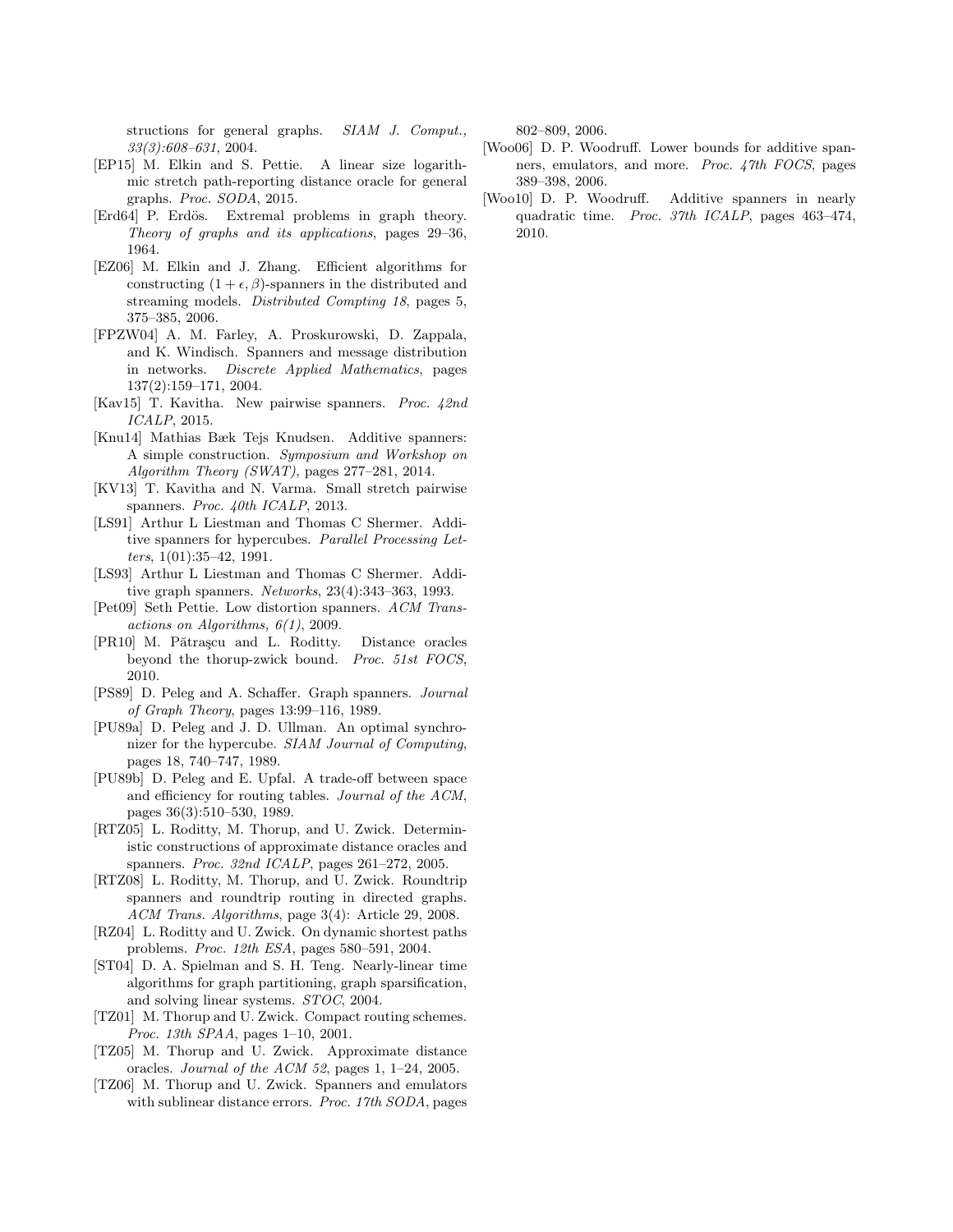structions for general graphs. *SIAM J. Comput., 33(3):608–631*, 2004.

[EP15] M. Elkin and S. Pettie. A linear size logarithmic stretch path-reporting distance oracle for general graphs. *Proc. SODA*, 2015.

[Erd64] P. Erdös. Extremal problems in graph theory. *Theory of graphs and its applications*, pages 29–36, 1964.

[EZ06] M. Elkin and J. Zhang. Efficient algorithms for constructing $(1+\epsilon, \beta)$-spanners in the distributed and streaming models. *Distributed Compting 18*, pages 5, 375–385, 2006.

[FPZW04] A. M. Farley, A. Proskurowski, D. Zappala, and K. Windisch. Spanners and message distribution in networks. *Discrete Applied Mathematics*, pages 137(2):159–171, 2004.

[Kav15] T. Kavitha. New pairwise spanners. *Proc. 42nd ICALP*, 2015.

[Knu14] Mathias Bæk Tejs Knudsen. Additive spanners: A simple construction. *Symposium and Workshop on Algorithm Theory (SWAT)*, pages 277–281, 2014.

[KV13] T. Kavitha and N. Varma. Small stretch pairwise spanners. *Proc. 40th ICALP*, 2013.

[LS91] Arthur L Liestman and Thomas C Shermer. Additive spanners for hypercubes. *Parallel Processing Letters*, 1(01):35–42, 1991.

[LS93] Arthur L Liestman and Thomas C Shermer. Additive graph spanners. *Networks*, 23(4):343–363, 1993.

[Pet09] Seth Pettie. Low distortion spanners. *ACM Transactions on Algorithms, 6(1)*, 2009.

[PR10] M. Pǎtraşcu and L. Roditty. Distance oracles beyond the thorup-zwick bound. *Proc. 51st FOCS*, 2010.

[PS89] D. Peleg and A. Schaffer. Graph spanners. *Journal of Graph Theory*, pages 13:99–116, 1989.

[PU89a] D. Peleg and J. D. Ullman. An optimal synchronizer for the hypercube. *SIAM Journal of Computing*, pages 18, 740–747, 1989.

[PU89b] D. Peleg and E. Upfal. A trade-off between space and efficiency for routing tables. *Journal of the ACM*, pages 36(3):510–530, 1989.

[RTZ05] L. Roditty, M. Thorup, and U. Zwick. Deterministic constructions of approximate distance oracles and spanners. *Proc. 32nd ICALP*, pages 261–272, 2005.

[RTZ08] L. Roditty, M. Thorup, and U. Zwick. Roundtrip spanners and roundtrip routing in directed graphs. *ACM Trans. Algorithms*, page 3(4): Article 29, 2008.

[RZ04] L. Roditty and U. Zwick. On dynamic shortest paths problems. *Proc. 12th ESA*, pages 580–591, 2004.

[ST04] D. A. Spielman and S. H. Teng. Nearly-linear time algorithms for graph partitioning, graph sparsification, and solving linear systems. *STOC*, 2004.

[TZ01] M. Thorup and U. Zwick. Compact routing schemes. *Proc. 13th SPAA*, pages 1–10, 2001.

[TZ05] M. Thorup and U. Zwick. Approximate distance oracles. *Journal of the ACM 52*, pages 1, 1–24, 2005.

[TZ06] M. Thorup and U. Zwick. Spanners and emulators with sublinear distance errors. *Proc. 17th SODA*, pages 802–809, 2006.

[Woo06] D. P. Woodruff. Lower bounds for additive spanners, emulators, and more. *Proc. 47th FOCS*, pages 389–398, 2006.

[Woo10] D. P. Woodruff. Additive spanners in nearly quadratic time. *Proc. 37th ICALP*, pages 463–474, 2010.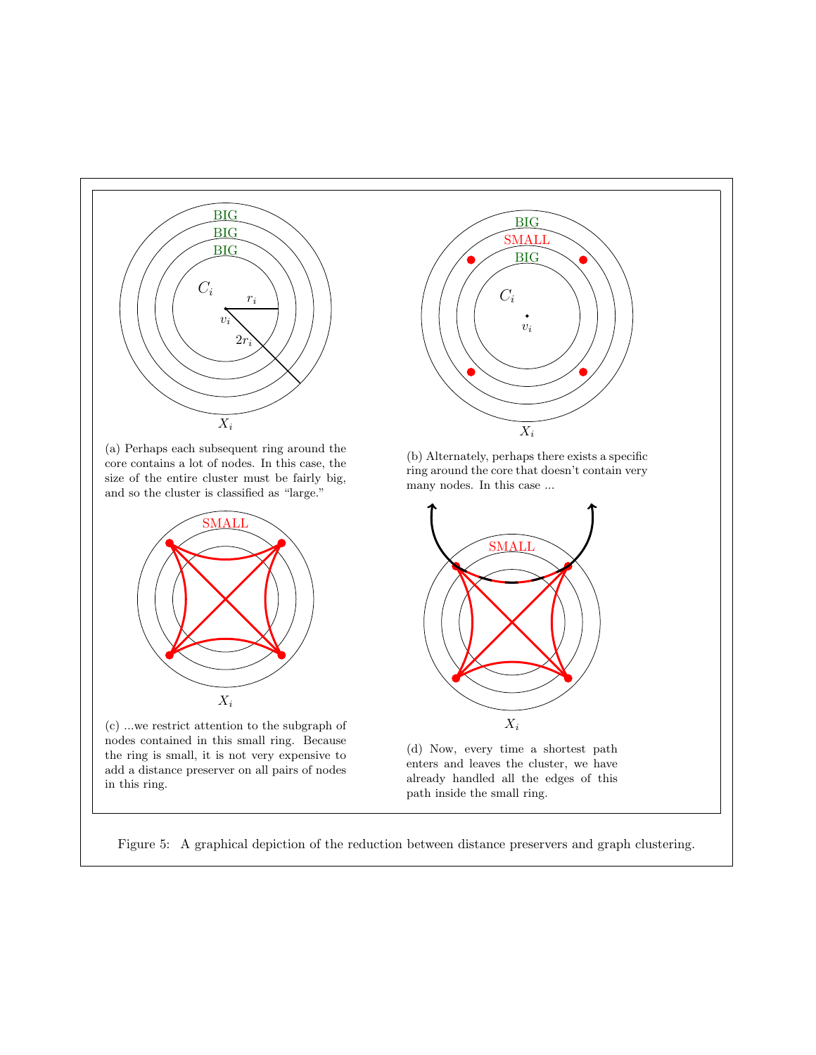(a) Perhaps each subsequent ring around the core contains a lot of nodes. In this case, the size of the entire cluster must be fairly big, and so the cluster is classified as "large."

(b) Alternately, perhaps there exists a specific ring around the core that doesn't contain very many nodes. In this case ...

(c) ...we restrict attention to the subgraph of nodes contained in this small ring. Because the ring is small, it is not very expensive to add a distance preserver on all pairs of nodes in this ring.

(d) Now, every time a shortest path enters and leaves the cluster, we have already handled all the edges of this path inside the small ring.

Figure 5: A graphical depiction of the reduction between distance preservers and graph clustering.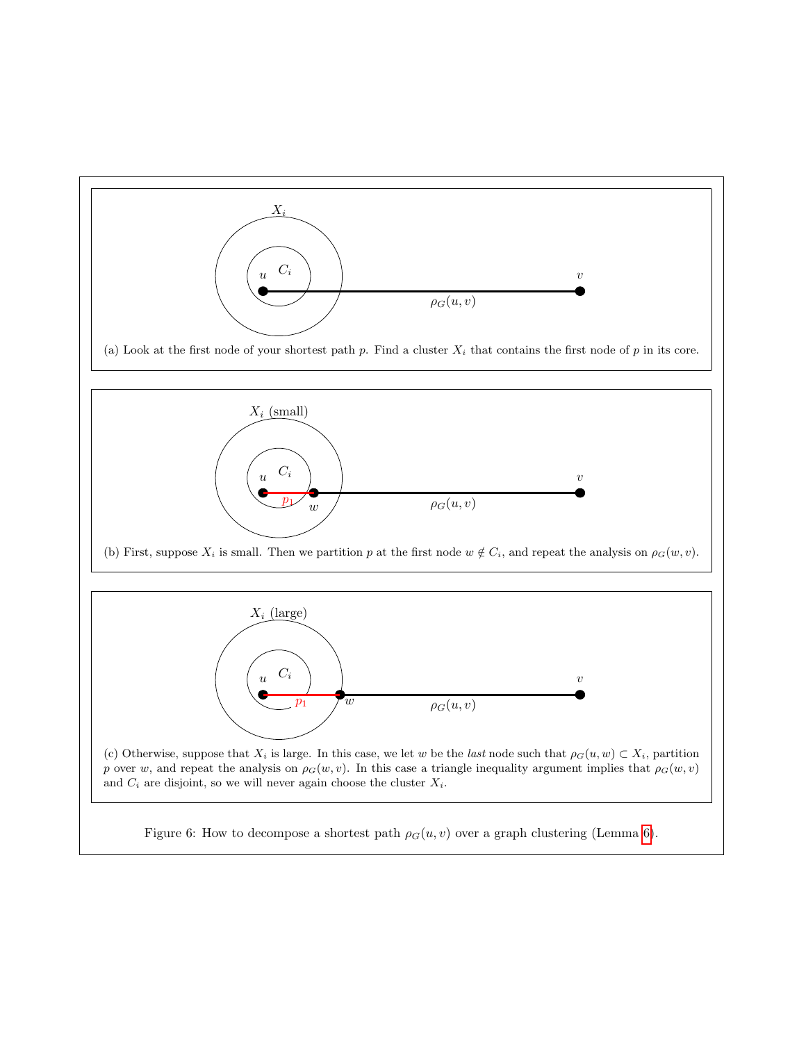$X_i$

$u$ $C_i$

$v$

$\rho_G(u, v)$

(a) Look at the first node of your shortest path $p$. Find a cluster $X_i$ that contains the first node of $p$ in its core.

$X_i$ (small)

$u$ $C_i$

$p_1$

$w$

$v$

$\rho_G(u, v)$

(b) First, suppose $X_i$ is small. Then we partition $p$ at the first node $w \notin C_i$, and repeat the analysis on $\rho_G(w, v)$.

$X_i$ (large)

$u$ $C_i$

$p_1$

$w$

$v$

$\rho_G(u, v)$

(c) Otherwise, suppose that $X_i$ is large. In this case, we let $w$ be the *last* node such that $\rho_G(u, w) \subset X_i$, partition $p$ over $w$, and repeat the analysis on $\rho_G(w, v)$. In this case a triangle inequality argument implies that $\rho_G(w, v)$ and $C_i$ are disjoint, so we will never again choose the cluster $X_i$.

Figure 6: How to decompose a shortest path $\rho_G(u, v)$ over a graph clustering (Lemma 6).